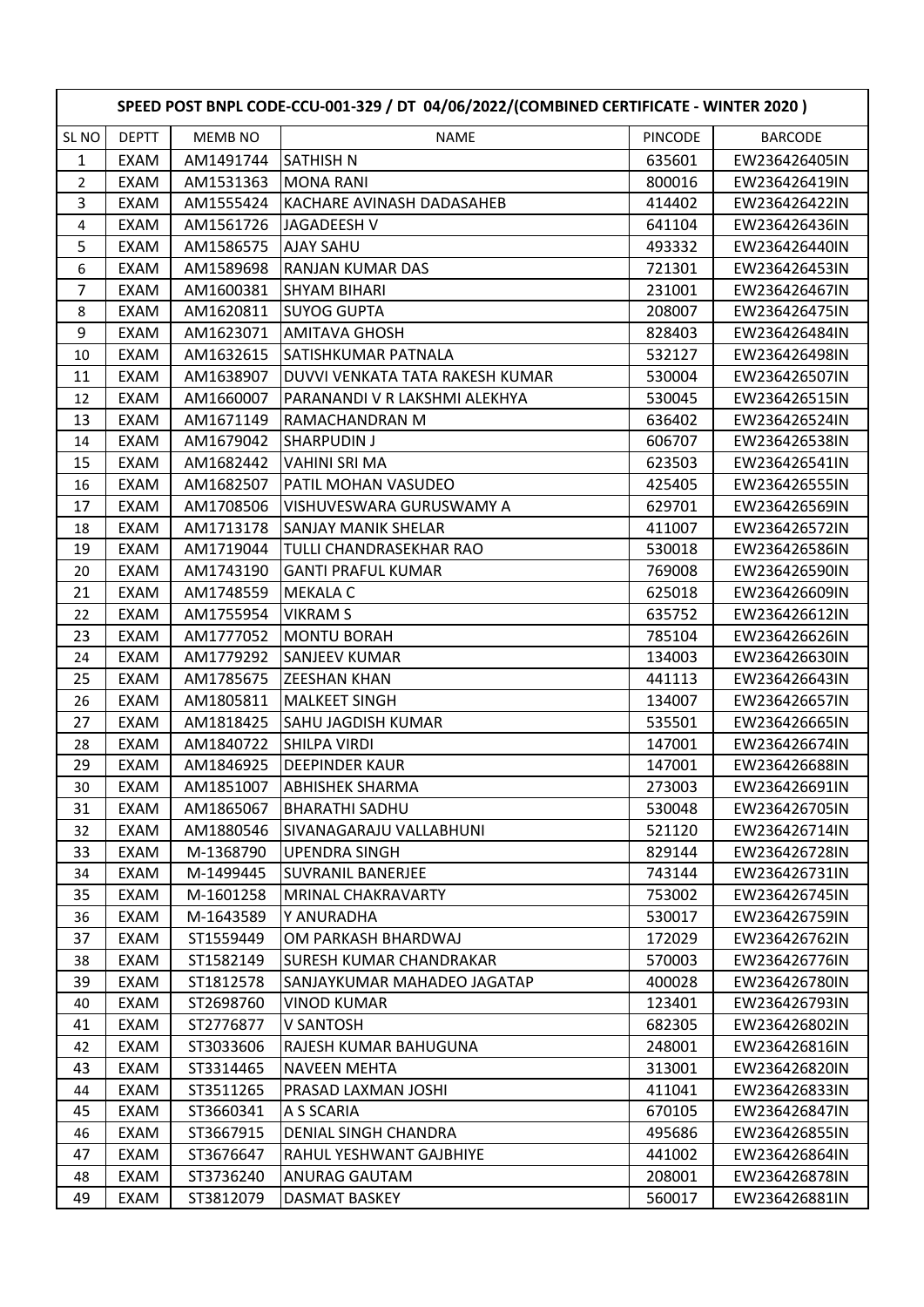| SPEED POST BNPL CODE-CCU-001-329 / DT 04/06/2022/(COMBINED CERTIFICATE - WINTER 2020 ) | | | | | |
|---|---|---|---|---|---|
| SL NO | DEPTT | MEMB NO | NAME | PINCODE | BARCODE |
| 1 | EXAM | AM1491744 | SATHISH N | 635601 | EW236426405IN |
| 2 | EXAM | AM1531363 | MONA RANI | 800016 | EW236426419IN |
| 3 | EXAM | AM1555424 | KACHARE AVINASH DADASAHEB | 414402 | EW236426422IN |
| 4 | EXAM | AM1561726 | JAGADEESH V | 641104 | EW236426436IN |
| 5 | EXAM | AM1586575 | AJAY SAHU | 493332 | EW236426440IN |
| 6 | EXAM | AM1589698 | RANJAN KUMAR DAS | 721301 | EW236426453IN |
| 7 | EXAM | AM1600381 | SHYAM BIHARI | 231001 | EW236426467IN |
| 8 | EXAM | AM1620811 | SUYOG GUPTA | 208007 | EW236426475IN |
| 9 | EXAM | AM1623071 | AMITAVA GHOSH | 828403 | EW236426484IN |
| 10 | EXAM | AM1632615 | SATISHKUMAR PATNALA | 532127 | EW236426498IN |
| 11 | EXAM | AM1638907 | DUVVI VENKATA TATA RAKESH KUMAR | 530004 | EW236426507IN |
| 12 | EXAM | AM1660007 | PARANANDI V R LAKSHMI ALEKHYA | 530045 | EW236426515IN |
| 13 | EXAM | AM1671149 | RAMACHANDRAN M | 636402 | EW236426524IN |
| 14 | EXAM | AM1679042 | SHARPUDIN J | 606707 | EW236426538IN |
| 15 | EXAM | AM1682442 | VAHINI SRI MA | 623503 | EW236426541IN |
| 16 | EXAM | AM1682507 | PATIL MOHAN VASUDEO | 425405 | EW236426555IN |
| 17 | EXAM | AM1708506 | VISHUVESWARA GURUSWAMY A | 629701 | EW236426569IN |
| 18 | EXAM | AM1713178 | SANJAY MANIK SHELAR | 411007 | EW236426572IN |
| 19 | EXAM | AM1719044 | TULLI CHANDRASEKHAR RAO | 530018 | EW236426586IN |
| 20 | EXAM | AM1743190 | GANTI PRAFUL KUMAR | 769008 | EW236426590IN |
| 21 | EXAM | AM1748559 | MEKALA C | 625018 | EW236426609IN |
| 22 | EXAM | AM1755954 | VIKRAM S | 635752 | EW236426612IN |
| 23 | EXAM | AM1777052 | MONTU BORAH | 785104 | EW236426626IN |
| 24 | EXAM | AM1779292 | SANJEEV KUMAR | 134003 | EW236426630IN |
| 25 | EXAM | AM1785675 | ZEESHAN KHAN | 441113 | EW236426643IN |
| 26 | EXAM | AM1805811 | MALKEET SINGH | 134007 | EW236426657IN |
| 27 | EXAM | AM1818425 | SAHU JAGDISH KUMAR | 535501 | EW236426665IN |
| 28 | EXAM | AM1840722 | SHILPA VIRDI | 147001 | EW236426674IN |
| 29 | EXAM | AM1846925 | DEEPINDER KAUR | 147001 | EW236426688IN |
| 30 | EXAM | AM1851007 | ABHISHEK SHARMA | 273003 | EW236426691IN |
| 31 | EXAM | AM1865067 | BHARATHI SADHU | 530048 | EW236426705IN |
| 32 | EXAM | AM1880546 | SIVANAGARAJU VALLABHUNI | 521120 | EW236426714IN |
| 33 | EXAM | M-1368790 | UPENDRA SINGH | 829144 | EW236426728IN |
| 34 | EXAM | M-1499445 | SUVRANIL BANERJEE | 743144 | EW236426731IN |
| 35 | EXAM | M-1601258 | MRINAL CHAKRAVARTY | 753002 | EW236426745IN |
| 36 | EXAM | M-1643589 | Y ANURADHA | 530017 | EW236426759IN |
| 37 | EXAM | ST1559449 | OM PARKASH BHARDWAJ | 172029 | EW236426762IN |
| 38 | EXAM | ST1582149 | SURESH KUMAR CHANDRAKAR | 570003 | EW236426776IN |
| 39 | EXAM | ST1812578 | SANJAYKUMAR MAHADEO JAGATAP | 400028 | EW236426780IN |
| 40 | EXAM | ST2698760 | VINOD KUMAR | 123401 | EW236426793IN |
| 41 | EXAM | ST2776877 | V SANTOSH | 682305 | EW236426802IN |
| 42 | EXAM | ST3033606 | RAJESH KUMAR BAHUGUNA | 248001 | EW236426816IN |
| 43 | EXAM | ST3314465 | NAVEEN MEHTA | 313001 | EW236426820IN |
| 44 | EXAM | ST3511265 | PRASAD LAXMAN JOSHI | 411041 | EW236426833IN |
| 45 | EXAM | ST3660341 | A S SCARIA | 670105 | EW236426847IN |
| 46 | EXAM | ST3667915 | DENIAL SINGH CHANDRA | 495686 | EW236426855IN |
| 47 | EXAM | ST3676647 | RAHUL YESHWANT GAJBHIYE | 441002 | EW236426864IN |
| 48 | EXAM | ST3736240 | ANURAG GAUTAM | 208001 | EW236426878IN |
| 49 | EXAM | ST3812079 | DASMAT BASKEY | 560017 | EW236426881IN |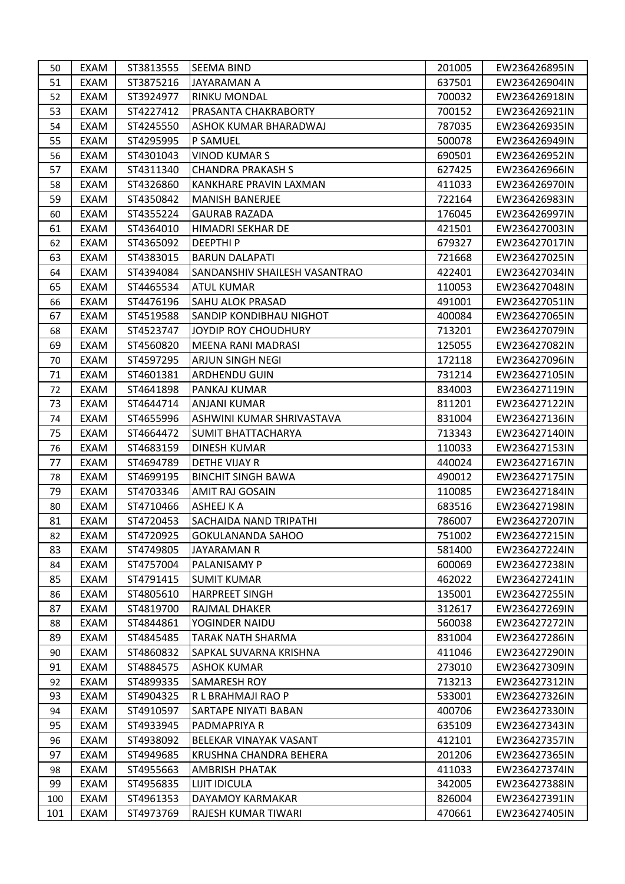| 50 | EXAM | ST3813555 | SEEMA BIND | 201005 | EW236426895IN |
|---|---|---|---|---|---|
| 51 | EXAM | ST3875216 | JAYARAMAN A | 637501 | EW236426904IN |
| 52 | EXAM | ST3924977 | RINKU MONDAL | 700032 | EW236426918IN |
| 53 | EXAM | ST4227412 | PRASANTA CHAKRABORTY | 700152 | EW236426921IN |
| 54 | EXAM | ST4245550 | ASHOK KUMAR BHARADWAJ | 787035 | EW236426935IN |
| 55 | EXAM | ST4295995 | P SAMUEL | 500078 | EW236426949IN |
| 56 | EXAM | ST4301043 | VINOD KUMAR S | 690501 | EW236426952IN |
| 57 | EXAM | ST4311340 | CHANDRA PRAKASH S | 627425 | EW236426966IN |
| 58 | EXAM | ST4326860 | KANKHARE PRAVIN LAXMAN | 411033 | EW236426970IN |
| 59 | EXAM | ST4350842 | MANISH BANERJEE | 722164 | EW236426983IN |
| 60 | EXAM | ST4355224 | GAURAB RAZADA | 176045 | EW236426997IN |
| 61 | EXAM | ST4364010 | HIMADRI SEKHAR DE | 421501 | EW236427003IN |
| 62 | EXAM | ST4365092 | DEEPTHI P | 679327 | EW236427017IN |
| 63 | EXAM | ST4383015 | BARUN DALAPATI | 721668 | EW236427025IN |
| 64 | EXAM | ST4394084 | SANDANSHIV SHAILESH VASANTRAO | 422401 | EW236427034IN |
| 65 | EXAM | ST4465534 | ATUL KUMAR | 110053 | EW236427048IN |
| 66 | EXAM | ST4476196 | SAHU ALOK PRASAD | 491001 | EW236427051IN |
| 67 | EXAM | ST4519588 | SANDIP KONDIBHAU NIGHOT | 400084 | EW236427065IN |
| 68 | EXAM | ST4523747 | JOYDIP ROY CHOUDHURY | 713201 | EW236427079IN |
| 69 | EXAM | ST4560820 | MEENA RANI MADRASI | 125055 | EW236427082IN |
| 70 | EXAM | ST4597295 | ARJUN SINGH NEGI | 172118 | EW236427096IN |
| 71 | EXAM | ST4601381 | ARDHENDU GUIN | 731214 | EW236427105IN |
| 72 | EXAM | ST4641898 | PANKAJ KUMAR | 834003 | EW236427119IN |
| 73 | EXAM | ST4644714 | ANJANI KUMAR | 811201 | EW236427122IN |
| 74 | EXAM | ST4655996 | ASHWINI KUMAR SHRIVASTAVA | 831004 | EW236427136IN |
| 75 | EXAM | ST4664472 | SUMIT BHATTACHARYA | 713343 | EW236427140IN |
| 76 | EXAM | ST4683159 | DINESH KUMAR | 110033 | EW236427153IN |
| 77 | EXAM | ST4694789 | DETHE VIJAY R | 440024 | EW236427167IN |
| 78 | EXAM | ST4699195 | BINCHIT SINGH BAWA | 490012 | EW236427175IN |
| 79 | EXAM | ST4703346 | AMIT RAJ GOSAIN | 110085 | EW236427184IN |
| 80 | EXAM | ST4710466 | ASHEEJ K A | 683516 | EW236427198IN |
| 81 | EXAM | ST4720453 | SACHAIDA NAND TRIPATHI | 786007 | EW236427207IN |
| 82 | EXAM | ST4720925 | GOKULANANDA SAHOO | 751002 | EW236427215IN |
| 83 | EXAM | ST4749805 | JAYARAMAN R | 581400 | EW236427224IN |
| 84 | EXAM | ST4757004 | PALANISAMY P | 600069 | EW236427238IN |
| 85 | EXAM | ST4791415 | SUMIT KUMAR | 462022 | EW236427241IN |
| 86 | EXAM | ST4805610 | HARPREET SINGH | 135001 | EW236427255IN |
| 87 | EXAM | ST4819700 | RAJMAL DHAKER | 312617 | EW236427269IN |
| 88 | EXAM | ST4844861 | YOGINDER NAIDU | 560038 | EW236427272IN |
| 89 | EXAM | ST4845485 | TARAK NATH SHARMA | 831004 | EW236427286IN |
| 90 | EXAM | ST4860832 | SAPKAL SUVARNA KRISHNA | 411046 | EW236427290IN |
| 91 | EXAM | ST4884575 | ASHOK KUMAR | 273010 | EW236427309IN |
| 92 | EXAM | ST4899335 | SAMARESH ROY | 713213 | EW236427312IN |
| 93 | EXAM | ST4904325 | R L BRAHMAJI RAO P | 533001 | EW236427326IN |
| 94 | EXAM | ST4910597 | SARTAPE NIYATI BABAN | 400706 | EW236427330IN |
| 95 | EXAM | ST4933945 | PADMAPRIYA R | 635109 | EW236427343IN |
| 96 | EXAM | ST4938092 | BELEKAR VINAYAK VASANT | 412101 | EW236427357IN |
| 97 | EXAM | ST4949685 | KRUSHNA CHANDRA BEHERA | 201206 | EW236427365IN |
| 98 | EXAM | ST4955663 | AMBRISH PHATAK | 411033 | EW236427374IN |
| 99 | EXAM | ST4956835 | LIJIT IDICULA | 342005 | EW236427388IN |
| 100 | EXAM | ST4961353 | DAYAMOY KARMAKAR | 826004 | EW236427391IN |
| 101 | EXAM | ST4973769 | RAJESH KUMAR TIWARI | 470661 | EW236427405IN |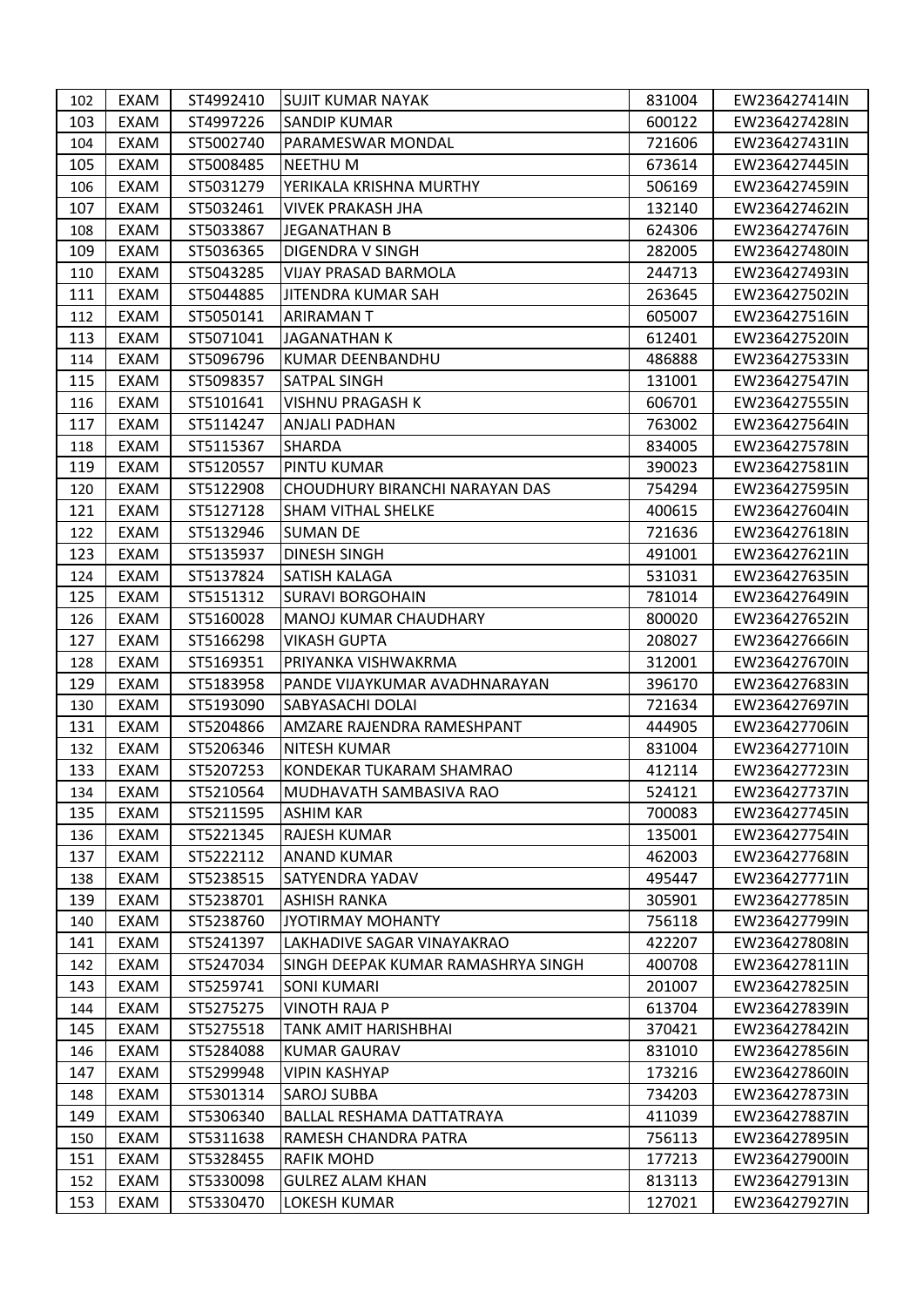| 102 | EXAM | ST4992410 | SUJIT KUMAR NAYAK | 831004 | EW236427414IN |
|---|---|---|---|---|---|
| 103 | EXAM | ST4997226 | SANDIP KUMAR | 600122 | EW236427428IN |
| 104 | EXAM | ST5002740 | PARAMESWAR MONDAL | 721606 | EW236427431IN |
| 105 | EXAM | ST5008485 | NEETHU M | 673614 | EW236427445IN |
| 106 | EXAM | ST5031279 | YERIKALA KRISHNA MURTHY | 506169 | EW236427459IN |
| 107 | EXAM | ST5032461 | VIVEK PRAKASH JHA | 132140 | EW236427462IN |
| 108 | EXAM | ST5033867 | JEGANATHAN B | 624306 | EW236427476IN |
| 109 | EXAM | ST5036365 | DIGENDRA V SINGH | 282005 | EW236427480IN |
| 110 | EXAM | ST5043285 | VIJAY PRASAD BARMOLA | 244713 | EW236427493IN |
| 111 | EXAM | ST5044885 | JITENDRA KUMAR SAH | 263645 | EW236427502IN |
| 112 | EXAM | ST5050141 | ARIRAMAN T | 605007 | EW236427516IN |
| 113 | EXAM | ST5071041 | JAGANATHAN K | 612401 | EW236427520IN |
| 114 | EXAM | ST5096796 | KUMAR DEENBANDHU | 486888 | EW236427533IN |
| 115 | EXAM | ST5098357 | SATPAL SINGH | 131001 | EW236427547IN |
| 116 | EXAM | ST5101641 | VISHNU PRAGASH K | 606701 | EW236427555IN |
| 117 | EXAM | ST5114247 | ANJALI PADHAN | 763002 | EW236427564IN |
| 118 | EXAM | ST5115367 | SHARDA | 834005 | EW236427578IN |
| 119 | EXAM | ST5120557 | PINTU KUMAR | 390023 | EW236427581IN |
| 120 | EXAM | ST5122908 | CHOUDHURY BIRANCHI NARAYAN DAS | 754294 | EW236427595IN |
| 121 | EXAM | ST5127128 | SHAM VITHAL SHELKE | 400615 | EW236427604IN |
| 122 | EXAM | ST5132946 | SUMAN DE | 721636 | EW236427618IN |
| 123 | EXAM | ST5135937 | DINESH SINGH | 491001 | EW236427621IN |
| 124 | EXAM | ST5137824 | SATISH KALAGA | 531031 | EW236427635IN |
| 125 | EXAM | ST5151312 | SURAVI BORGOHAIN | 781014 | EW236427649IN |
| 126 | EXAM | ST5160028 | MANOJ KUMAR CHAUDHARY | 800020 | EW236427652IN |
| 127 | EXAM | ST5166298 | VIKASH GUPTA | 208027 | EW236427666IN |
| 128 | EXAM | ST5169351 | PRIYANKA VISHWAKRMA | 312001 | EW236427670IN |
| 129 | EXAM | ST5183958 | PANDE VIJAYKUMAR AVADHNARAYAN | 396170 | EW236427683IN |
| 130 | EXAM | ST5193090 | SABYASACHI DOLAI | 721634 | EW236427697IN |
| 131 | EXAM | ST5204866 | AMZARE RAJENDRA RAMESHPANT | 444905 | EW236427706IN |
| 132 | EXAM | ST5206346 | NITESH KUMAR | 831004 | EW236427710IN |
| 133 | EXAM | ST5207253 | KONDEKAR TUKARAM SHAMRAO | 412114 | EW236427723IN |
| 134 | EXAM | ST5210564 | MUDHAVATH SAMBASIVA RAO | 524121 | EW236427737IN |
| 135 | EXAM | ST5211595 | ASHIM KAR | 700083 | EW236427745IN |
| 136 | EXAM | ST5221345 | RAJESH KUMAR | 135001 | EW236427754IN |
| 137 | EXAM | ST5222112 | ANAND KUMAR | 462003 | EW236427768IN |
| 138 | EXAM | ST5238515 | SATYENDRA YADAV | 495447 | EW236427771IN |
| 139 | EXAM | ST5238701 | ASHISH RANKA | 305901 | EW236427785IN |
| 140 | EXAM | ST5238760 | JYOTIRMAY MOHANTY | 756118 | EW236427799IN |
| 141 | EXAM | ST5241397 | LAKHADIVE SAGAR VINAYAKRAO | 422207 | EW236427808IN |
| 142 | EXAM | ST5247034 | SINGH DEEPAK KUMAR RAMASHRYA SINGH | 400708 | EW236427811IN |
| 143 | EXAM | ST5259741 | SONI KUMARI | 201007 | EW236427825IN |
| 144 | EXAM | ST5275275 | VINOTH RAJA P | 613704 | EW236427839IN |
| 145 | EXAM | ST5275518 | TANK AMIT HARISHBHAI | 370421 | EW236427842IN |
| 146 | EXAM | ST5284088 | KUMAR GAURAV | 831010 | EW236427856IN |
| 147 | EXAM | ST5299948 | VIPIN KASHYAP | 173216 | EW236427860IN |
| 148 | EXAM | ST5301314 | SAROJ SUBBA | 734203 | EW236427873IN |
| 149 | EXAM | ST5306340 | BALLAL RESHAMA DATTATRAYA | 411039 | EW236427887IN |
| 150 | EXAM | ST5311638 | RAMESH CHANDRA PATRA | 756113 | EW236427895IN |
| 151 | EXAM | ST5328455 | RAFIK MOHD | 177213 | EW236427900IN |
| 152 | EXAM | ST5330098 | GULREZ ALAM KHAN | 813113 | EW236427913IN |
| 153 | EXAM | ST5330470 | LOKESH KUMAR | 127021 | EW236427927IN |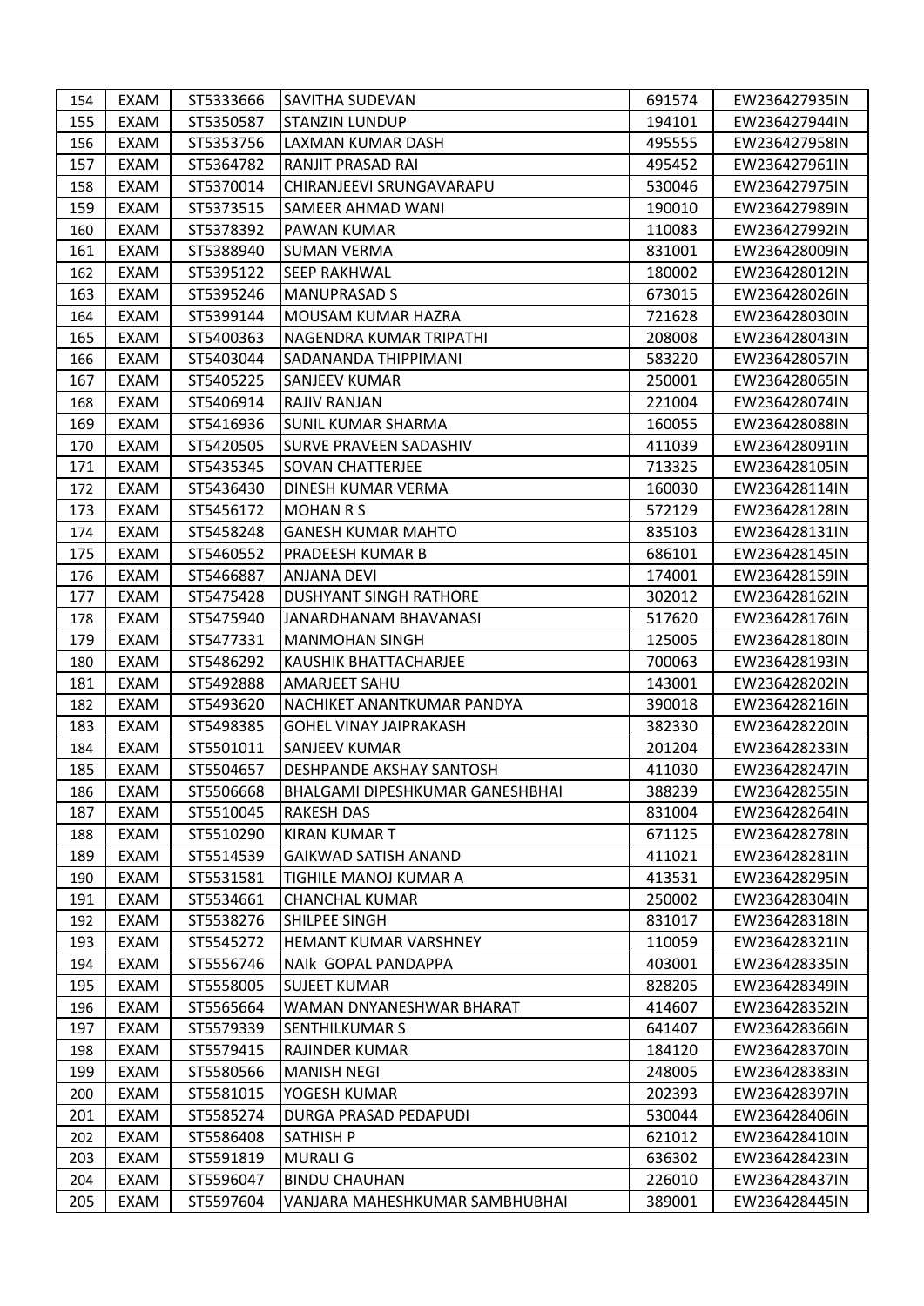| 154 | EXAM | ST5333666 | SAVITHA SUDEVAN | 691574 | EW236427935IN |
|---|---|---|---|---|---|
| 155 | EXAM | ST5350587 | STANZIN LUNDUP | 194101 | EW236427944IN |
| 156 | EXAM | ST5353756 | LAXMAN KUMAR DASH | 495555 | EW236427958IN |
| 157 | EXAM | ST5364782 | RANJIT PRASAD RAI | 495452 | EW236427961IN |
| 158 | EXAM | ST5370014 | CHIRANJEEVI SRUNGAVARAPU | 530046 | EW236427975IN |
| 159 | EXAM | ST5373515 | SAMEER AHMAD WANI | 190010 | EW236427989IN |
| 160 | EXAM | ST5378392 | PAWAN KUMAR | 110083 | EW236427992IN |
| 161 | EXAM | ST5388940 | SUMAN VERMA | 831001 | EW236428009IN |
| 162 | EXAM | ST5395122 | SEEP RAKHWAL | 180002 | EW236428012IN |
| 163 | EXAM | ST5395246 | MANUPRASAD S | 673015 | EW236428026IN |
| 164 | EXAM | ST5399144 | MOUSAM KUMAR HAZRA | 721628 | EW236428030IN |
| 165 | EXAM | ST5400363 | NAGENDRA KUMAR TRIPATHI | 208008 | EW236428043IN |
| 166 | EXAM | ST5403044 | SADANANDA THIPPIMANI | 583220 | EW236428057IN |
| 167 | EXAM | ST5405225 | SANJEEV KUMAR | 250001 | EW236428065IN |
| 168 | EXAM | ST5406914 | RAJIV RANJAN | 221004 | EW236428074IN |
| 169 | EXAM | ST5416936 | SUNIL KUMAR SHARMA | 160055 | EW236428088IN |
| 170 | EXAM | ST5420505 | SURVE PRAVEEN SADASHIV | 411039 | EW236428091IN |
| 171 | EXAM | ST5435345 | SOVAN CHATTERJEE | 713325 | EW236428105IN |
| 172 | EXAM | ST5436430 | DINESH KUMAR VERMA | 160030 | EW236428114IN |
| 173 | EXAM | ST5456172 | MOHAN R S | 572129 | EW236428128IN |
| 174 | EXAM | ST5458248 | GANESH KUMAR MAHTO | 835103 | EW236428131IN |
| 175 | EXAM | ST5460552 | PRADEESH KUMAR B | 686101 | EW236428145IN |
| 176 | EXAM | ST5466887 | ANJANA DEVI | 174001 | EW236428159IN |
| 177 | EXAM | ST5475428 | DUSHYANT SINGH RATHORE | 302012 | EW236428162IN |
| 178 | EXAM | ST5475940 | JANARDHANAM BHAVANASI | 517620 | EW236428176IN |
| 179 | EXAM | ST5477331 | MANMOHAN SINGH | 125005 | EW236428180IN |
| 180 | EXAM | ST5486292 | KAUSHIK BHATTACHARJEE | 700063 | EW236428193IN |
| 181 | EXAM | ST5492888 | AMARJEET SAHU | 143001 | EW236428202IN |
| 182 | EXAM | ST5493620 | NACHIKET ANANTKUMAR PANDYA | 390018 | EW236428216IN |
| 183 | EXAM | ST5498385 | GOHEL VINAY JAIPRAKASH | 382330 | EW236428220IN |
| 184 | EXAM | ST5501011 | SANJEEV KUMAR | 201204 | EW236428233IN |
| 185 | EXAM | ST5504657 | DESHPANDE AKSHAY SANTOSH | 411030 | EW236428247IN |
| 186 | EXAM | ST5506668 | BHALGAMI DIPESHKUMAR GANESHBHAI | 388239 | EW236428255IN |
| 187 | EXAM | ST5510045 | RAKESH DAS | 831004 | EW236428264IN |
| 188 | EXAM | ST5510290 | KIRAN KUMAR T | 671125 | EW236428278IN |
| 189 | EXAM | ST5514539 | GAIKWAD SATISH ANAND | 411021 | EW236428281IN |
| 190 | EXAM | ST5531581 | TIGHILE MANOJ KUMAR A | 413531 | EW236428295IN |
| 191 | EXAM | ST5534661 | CHANCHAL KUMAR | 250002 | EW236428304IN |
| 192 | EXAM | ST5538276 | SHILPEE SINGH | 831017 | EW236428318IN |
| 193 | EXAM | ST5545272 | HEMANT KUMAR VARSHNEY | 110059 | EW236428321IN |
| 194 | EXAM | ST5556746 | NAIk GOPAL PANDAPPA | 403001 | EW236428335IN |
| 195 | EXAM | ST5558005 | SUJEET KUMAR | 828205 | EW236428349IN |
| 196 | EXAM | ST5565664 | WAMAN DNYANESHWAR BHARAT | 414607 | EW236428352IN |
| 197 | EXAM | ST5579339 | SENTHILKUMAR S | 641407 | EW236428366IN |
| 198 | EXAM | ST5579415 | RAJINDER KUMAR | 184120 | EW236428370IN |
| 199 | EXAM | ST5580566 | MANISH NEGI | 248005 | EW236428383IN |
| 200 | EXAM | ST5581015 | YOGESH KUMAR | 202393 | EW236428397IN |
| 201 | EXAM | ST5585274 | DURGA PRASAD PEDAPUDI | 530044 | EW236428406IN |
| 202 | EXAM | ST5586408 | SATHISH P | 621012 | EW236428410IN |
| 203 | EXAM | ST5591819 | MURALI G | 636302 | EW236428423IN |
| 204 | EXAM | ST5596047 | BINDU CHAUHAN | 226010 | EW236428437IN |
| 205 | EXAM | ST5597604 | VANJARA MAHESHKUMAR SAMBHUBHAI | 389001 | EW236428445IN |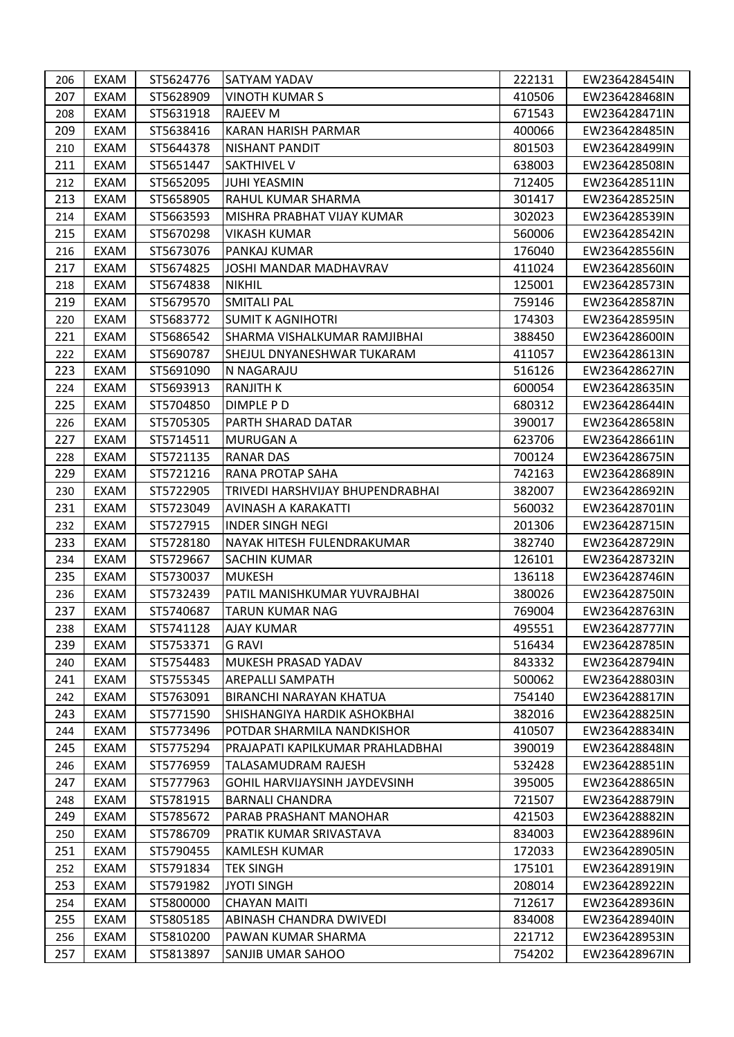| 206 | EXAM | ST5624776 | SATYAM YADAV | 222131 | EW236428454IN |
|---|---|---|---|---|---|
| 207 | EXAM | ST5628909 | VINOTH KUMAR S | 410506 | EW236428468IN |
| 208 | EXAM | ST5631918 | RAJEEV M | 671543 | EW236428471IN |
| 209 | EXAM | ST5638416 | KARAN HARISH PARMAR | 400066 | EW236428485IN |
| 210 | EXAM | ST5644378 | NISHANT PANDIT | 801503 | EW236428499IN |
| 211 | EXAM | ST5651447 | SAKTHIVEL V | 638003 | EW236428508IN |
| 212 | EXAM | ST5652095 | JUHI YEASMIN | 712405 | EW236428511IN |
| 213 | EXAM | ST5658905 | RAHUL KUMAR SHARMA | 301417 | EW236428525IN |
| 214 | EXAM | ST5663593 | MISHRA PRABHAT VIJAY KUMAR | 302023 | EW236428539IN |
| 215 | EXAM | ST5670298 | VIKASH KUMAR | 560006 | EW236428542IN |
| 216 | EXAM | ST5673076 | PANKAJ KUMAR | 176040 | EW236428556IN |
| 217 | EXAM | ST5674825 | JOSHI MANDAR MADHAVRAV | 411024 | EW236428560IN |
| 218 | EXAM | ST5674838 | NIKHIL | 125001 | EW236428573IN |
| 219 | EXAM | ST5679570 | SMITALI PAL | 759146 | EW236428587IN |
| 220 | EXAM | ST5683772 | SUMIT K AGNIHOTRI | 174303 | EW236428595IN |
| 221 | EXAM | ST5686542 | SHARMA VISHALKUMAR RAMJIBHAI | 388450 | EW236428600IN |
| 222 | EXAM | ST5690787 | SHEJUL DNYANESHWAR TUKARAM | 411057 | EW236428613IN |
| 223 | EXAM | ST5691090 | N NAGARAJU | 516126 | EW236428627IN |
| 224 | EXAM | ST5693913 | RANJITH K | 600054 | EW236428635IN |
| 225 | EXAM | ST5704850 | DIMPLE P D | 680312 | EW236428644IN |
| 226 | EXAM | ST5705305 | PARTH SHARAD DATAR | 390017 | EW236428658IN |
| 227 | EXAM | ST5714511 | MURUGAN A | 623706 | EW236428661IN |
| 228 | EXAM | ST5721135 | RANAR DAS | 700124 | EW236428675IN |
| 229 | EXAM | ST5721216 | RANA PROTAP SAHA | 742163 | EW236428689IN |
| 230 | EXAM | ST5722905 | TRIVEDI HARSHVIJAY BHUPENDRABHAI | 382007 | EW236428692IN |
| 231 | EXAM | ST5723049 | AVINASH A KARAKATTI | 560032 | EW236428701IN |
| 232 | EXAM | ST5727915 | INDER SINGH NEGI | 201306 | EW236428715IN |
| 233 | EXAM | ST5728180 | NAYAK HITESH FULENDRAKUMAR | 382740 | EW236428729IN |
| 234 | EXAM | ST5729667 | SACHIN KUMAR | 126101 | EW236428732IN |
| 235 | EXAM | ST5730037 | MUKESH | 136118 | EW236428746IN |
| 236 | EXAM | ST5732439 | PATIL MANISHKUMAR YUVRAJBHAI | 380026 | EW236428750IN |
| 237 | EXAM | ST5740687 | TARUN KUMAR NAG | 769004 | EW236428763IN |
| 238 | EXAM | ST5741128 | AJAY KUMAR | 495551 | EW236428777IN |
| 239 | EXAM | ST5753371 | G RAVI | 516434 | EW236428785IN |
| 240 | EXAM | ST5754483 | MUKESH PRASAD YADAV | 843332 | EW236428794IN |
| 241 | EXAM | ST5755345 | AREPALLI SAMPATH | 500062 | EW236428803IN |
| 242 | EXAM | ST5763091 | BIRANCHI NARAYAN KHATUA | 754140 | EW236428817IN |
| 243 | EXAM | ST5771590 | SHISHANGIYA HARDIK ASHOKBHAI | 382016 | EW236428825IN |
| 244 | EXAM | ST5773496 | POTDAR SHARMILA NANDKISHOR | 410507 | EW236428834IN |
| 245 | EXAM | ST5775294 | PRAJAPATI KAPILKUMAR PRAHLADBHAI | 390019 | EW236428848IN |
| 246 | EXAM | ST5776959 | TALASAMUDRAM RAJESH | 532428 | EW236428851IN |
| 247 | EXAM | ST5777963 | GOHIL HARVIJAYSINH JAYDEVSINH | 395005 | EW236428865IN |
| 248 | EXAM | ST5781915 | BARNALI CHANDRA | 721507 | EW236428879IN |
| 249 | EXAM | ST5785672 | PARAB PRASHANT MANOHAR | 421503 | EW236428882IN |
| 250 | EXAM | ST5786709 | PRATIK KUMAR SRIVASTAVA | 834003 | EW236428896IN |
| 251 | EXAM | ST5790455 | KAMLESH KUMAR | 172033 | EW236428905IN |
| 252 | EXAM | ST5791834 | TEK SINGH | 175101 | EW236428919IN |
| 253 | EXAM | ST5791982 | JYOTI SINGH | 208014 | EW236428922IN |
| 254 | EXAM | ST5800000 | CHAYAN MAITI | 712617 | EW236428936IN |
| 255 | EXAM | ST5805185 | ABINASH CHANDRA DWIVEDI | 834008 | EW236428940IN |
| 256 | EXAM | ST5810200 | PAWAN KUMAR SHARMA | 221712 | EW236428953IN |
| 257 | EXAM | ST5813897 | SANJIB UMAR SAHOO | 754202 | EW236428967IN |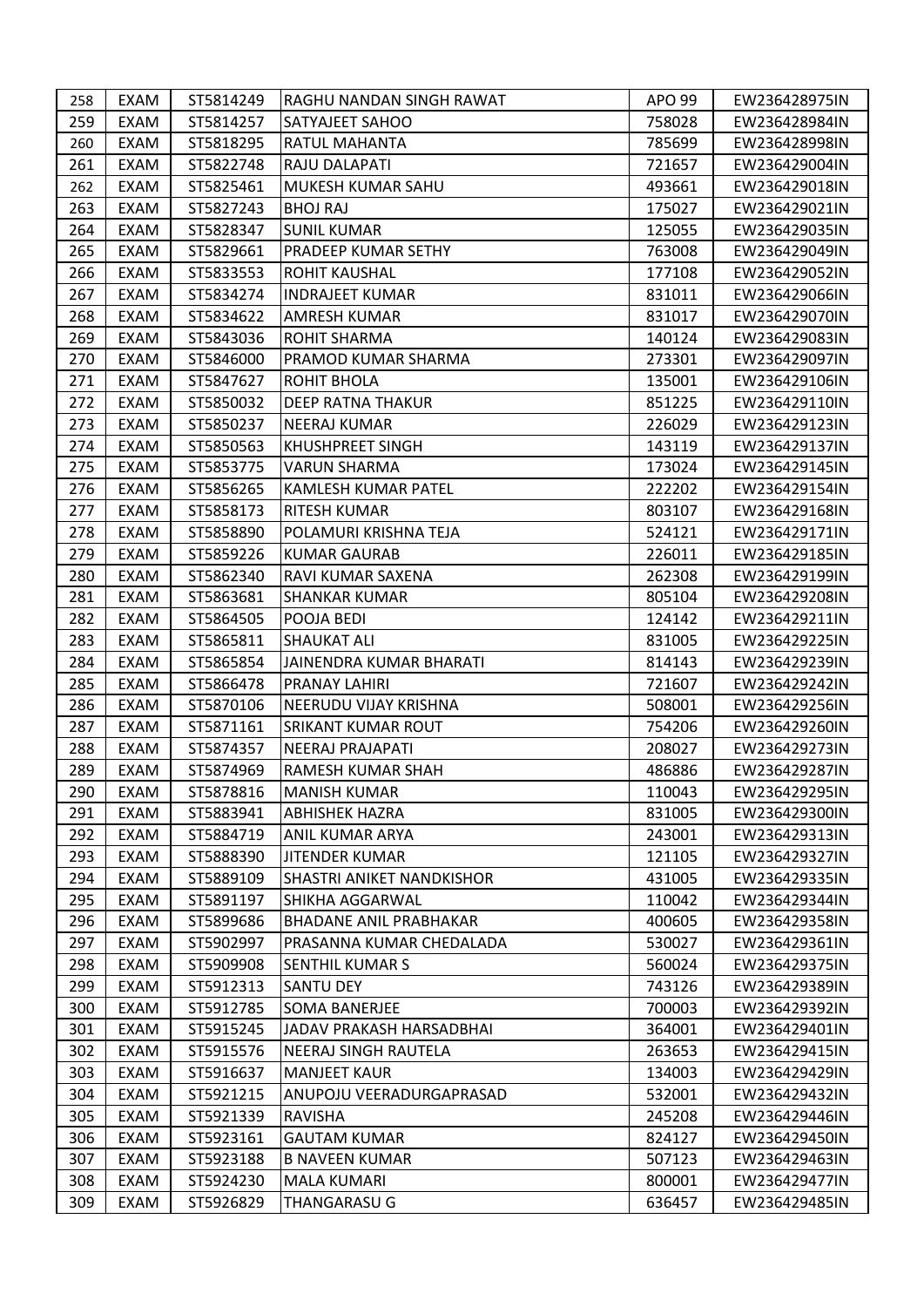| 258 | EXAM | ST5814249 | RAGHU NANDAN SINGH RAWAT | APO 99 | EW236428975IN |
|---|---|---|---|---|---|
| 259 | EXAM | ST5814257 | SATYAJEET SAHOO | 758028 | EW236428984IN |
| 260 | EXAM | ST5818295 | RATUL MAHANTA | 785699 | EW236428998IN |
| 261 | EXAM | ST5822748 | RAJU DALAPATI | 721657 | EW236429004IN |
| 262 | EXAM | ST5825461 | MUKESH KUMAR SAHU | 493661 | EW236429018IN |
| 263 | EXAM | ST5827243 | BHOJ RAJ | 175027 | EW236429021IN |
| 264 | EXAM | ST5828347 | SUNIL KUMAR | 125055 | EW236429035IN |
| 265 | EXAM | ST5829661 | PRADEEP KUMAR SETHY | 763008 | EW236429049IN |
| 266 | EXAM | ST5833553 | ROHIT KAUSHAL | 177108 | EW236429052IN |
| 267 | EXAM | ST5834274 | INDRAJEET KUMAR | 831011 | EW236429066IN |
| 268 | EXAM | ST5834622 | AMRESH KUMAR | 831017 | EW236429070IN |
| 269 | EXAM | ST5843036 | ROHIT SHARMA | 140124 | EW236429083IN |
| 270 | EXAM | ST5846000 | PRAMOD KUMAR SHARMA | 273301 | EW236429097IN |
| 271 | EXAM | ST5847627 | ROHIT BHOLA | 135001 | EW236429106IN |
| 272 | EXAM | ST5850032 | DEEP RATNA THAKUR | 851225 | EW236429110IN |
| 273 | EXAM | ST5850237 | NEERAJ KUMAR | 226029 | EW236429123IN |
| 274 | EXAM | ST5850563 | KHUSHPREET SINGH | 143119 | EW236429137IN |
| 275 | EXAM | ST5853775 | VARUN SHARMA | 173024 | EW236429145IN |
| 276 | EXAM | ST5856265 | KAMLESH KUMAR PATEL | 222202 | EW236429154IN |
| 277 | EXAM | ST5858173 | RITESH KUMAR | 803107 | EW236429168IN |
| 278 | EXAM | ST5858890 | POLAMURI KRISHNA TEJA | 524121 | EW236429171IN |
| 279 | EXAM | ST5859226 | KUMAR GAURAB | 226011 | EW236429185IN |
| 280 | EXAM | ST5862340 | RAVI KUMAR SAXENA | 262308 | EW236429199IN |
| 281 | EXAM | ST5863681 | SHANKAR KUMAR | 805104 | EW236429208IN |
| 282 | EXAM | ST5864505 | POOJA BEDI | 124142 | EW236429211IN |
| 283 | EXAM | ST5865811 | SHAUKAT ALI | 831005 | EW236429225IN |
| 284 | EXAM | ST5865854 | JAINENDRA KUMAR BHARATI | 814143 | EW236429239IN |
| 285 | EXAM | ST5866478 | PRANAY LAHIRI | 721607 | EW236429242IN |
| 286 | EXAM | ST5870106 | NEERUDU VIJAY KRISHNA | 508001 | EW236429256IN |
| 287 | EXAM | ST5871161 | SRIKANT KUMAR ROUT | 754206 | EW236429260IN |
| 288 | EXAM | ST5874357 | NEERAJ PRAJAPATI | 208027 | EW236429273IN |
| 289 | EXAM | ST5874969 | RAMESH KUMAR SHAH | 486886 | EW236429287IN |
| 290 | EXAM | ST5878816 | MANISH KUMAR | 110043 | EW236429295IN |
| 291 | EXAM | ST5883941 | ABHISHEK HAZRA | 831005 | EW236429300IN |
| 292 | EXAM | ST5884719 | ANIL KUMAR ARYA | 243001 | EW236429313IN |
| 293 | EXAM | ST5888390 | JITENDER KUMAR | 121105 | EW236429327IN |
| 294 | EXAM | ST5889109 | SHASTRI ANIKET NANDKISHOR | 431005 | EW236429335IN |
| 295 | EXAM | ST5891197 | SHIKHA AGGARWAL | 110042 | EW236429344IN |
| 296 | EXAM | ST5899686 | BHADANE ANIL PRABHAKAR | 400605 | EW236429358IN |
| 297 | EXAM | ST5902997 | PRASANNA KUMAR CHEDALADA | 530027 | EW236429361IN |
| 298 | EXAM | ST5909908 | SENTHIL KUMAR S | 560024 | EW236429375IN |
| 299 | EXAM | ST5912313 | SANTU DEY | 743126 | EW236429389IN |
| 300 | EXAM | ST5912785 | SOMA BANERJEE | 700003 | EW236429392IN |
| 301 | EXAM | ST5915245 | JADAV PRAKASH HARSADBHAI | 364001 | EW236429401IN |
| 302 | EXAM | ST5915576 | NEERAJ SINGH RAUTELA | 263653 | EW236429415IN |
| 303 | EXAM | ST5916637 | MANJEET KAUR | 134003 | EW236429429IN |
| 304 | EXAM | ST5921215 | ANUPOJU VEERADURGAPRASAD | 532001 | EW236429432IN |
| 305 | EXAM | ST5921339 | RAVISHA | 245208 | EW236429446IN |
| 306 | EXAM | ST5923161 | GAUTAM KUMAR | 824127 | EW236429450IN |
| 307 | EXAM | ST5923188 | B NAVEEN KUMAR | 507123 | EW236429463IN |
| 308 | EXAM | ST5924230 | MALA KUMARI | 800001 | EW236429477IN |
| 309 | EXAM | ST5926829 | THANGARASU G | 636457 | EW236429485IN |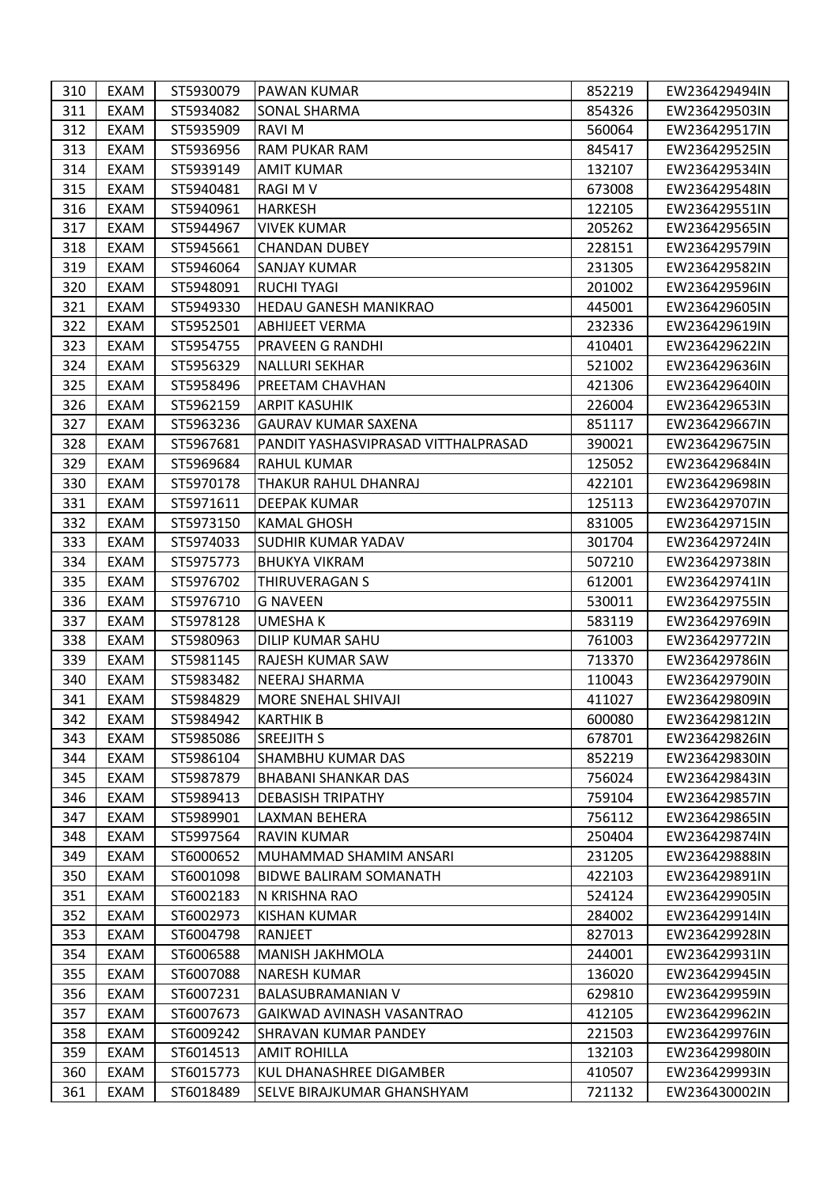| 310 | EXAM | ST5930079 | PAWAN KUMAR | 852219 | EW236429494IN |
|---|---|---|---|---|---|
| 311 | EXAM | ST5934082 | SONAL SHARMA | 854326 | EW236429503IN |
| 312 | EXAM | ST5935909 | RAVI M | 560064 | EW236429517IN |
| 313 | EXAM | ST5936956 | RAM PUKAR RAM | 845417 | EW236429525IN |
| 314 | EXAM | ST5939149 | AMIT KUMAR | 132107 | EW236429534IN |
| 315 | EXAM | ST5940481 | RAGI M V | 673008 | EW236429548IN |
| 316 | EXAM | ST5940961 | HARKESH | 122105 | EW236429551IN |
| 317 | EXAM | ST5944967 | VIVEK KUMAR | 205262 | EW236429565IN |
| 318 | EXAM | ST5945661 | CHANDAN DUBEY | 228151 | EW236429579IN |
| 319 | EXAM | ST5946064 | SANJAY KUMAR | 231305 | EW236429582IN |
| 320 | EXAM | ST5948091 | RUCHI TYAGI | 201002 | EW236429596IN |
| 321 | EXAM | ST5949330 | HEDAU GANESH MANIKRAO | 445001 | EW236429605IN |
| 322 | EXAM | ST5952501 | ABHIJEET VERMA | 232336 | EW236429619IN |
| 323 | EXAM | ST5954755 | PRAVEEN G RANDHI | 410401 | EW236429622IN |
| 324 | EXAM | ST5956329 | NALLURI SEKHAR | 521002 | EW236429636IN |
| 325 | EXAM | ST5958496 | PREETAM CHAVHAN | 421306 | EW236429640IN |
| 326 | EXAM | ST5962159 | ARPIT KASUHIK | 226004 | EW236429653IN |
| 327 | EXAM | ST5963236 | GAURAV KUMAR SAXENA | 851117 | EW236429667IN |
| 328 | EXAM | ST5967681 | PANDIT YASHASVIPRASAD VITTHALPRASAD | 390021 | EW236429675IN |
| 329 | EXAM | ST5969684 | RAHUL KUMAR | 125052 | EW236429684IN |
| 330 | EXAM | ST5970178 | THAKUR RAHUL DHANRAJ | 422101 | EW236429698IN |
| 331 | EXAM | ST5971611 | DEEPAK KUMAR | 125113 | EW236429707IN |
| 332 | EXAM | ST5973150 | KAMAL GHOSH | 831005 | EW236429715IN |
| 333 | EXAM | ST5974033 | SUDHIR KUMAR YADAV | 301704 | EW236429724IN |
| 334 | EXAM | ST5975773 | BHUKYA VIKRAM | 507210 | EW236429738IN |
| 335 | EXAM | ST5976702 | THIRUVERAGAN S | 612001 | EW236429741IN |
| 336 | EXAM | ST5976710 | G NAVEEN | 530011 | EW236429755IN |
| 337 | EXAM | ST5978128 | UMESHA K | 583119 | EW236429769IN |
| 338 | EXAM | ST5980963 | DILIP KUMAR SAHU | 761003 | EW236429772IN |
| 339 | EXAM | ST5981145 | RAJESH KUMAR SAW | 713370 | EW236429786IN |
| 340 | EXAM | ST5983482 | NEERAJ SHARMA | 110043 | EW236429790IN |
| 341 | EXAM | ST5984829 | MORE SNEHAL SHIVAJI | 411027 | EW236429809IN |
| 342 | EXAM | ST5984942 | KARTHIK B | 600080 | EW236429812IN |
| 343 | EXAM | ST5985086 | SREEJITH S | 678701 | EW236429826IN |
| 344 | EXAM | ST5986104 | SHAMBHU KUMAR DAS | 852219 | EW236429830IN |
| 345 | EXAM | ST5987879 | BHABANI SHANKAR DAS | 756024 | EW236429843IN |
| 346 | EXAM | ST5989413 | DEBASISH TRIPATHY | 759104 | EW236429857IN |
| 347 | EXAM | ST5989901 | LAXMAN BEHERA | 756112 | EW236429865IN |
| 348 | EXAM | ST5997564 | RAVIN KUMAR | 250404 | EW236429874IN |
| 349 | EXAM | ST6000652 | MUHAMMAD SHAMIM ANSARI | 231205 | EW236429888IN |
| 350 | EXAM | ST6001098 | BIDWE BALIRAM SOMANATH | 422103 | EW236429891IN |
| 351 | EXAM | ST6002183 | N KRISHNA RAO | 524124 | EW236429905IN |
| 352 | EXAM | ST6002973 | KISHAN KUMAR | 284002 | EW236429914IN |
| 353 | EXAM | ST6004798 | RANJEET | 827013 | EW236429928IN |
| 354 | EXAM | ST6006588 | MANISH JAKHMOLA | 244001 | EW236429931IN |
| 355 | EXAM | ST6007088 | NARESH KUMAR | 136020 | EW236429945IN |
| 356 | EXAM | ST6007231 | BALASUBRAMANIAN V | 629810 | EW236429959IN |
| 357 | EXAM | ST6007673 | GAIKWAD AVINASH VASANTRAO | 412105 | EW236429962IN |
| 358 | EXAM | ST6009242 | SHRAVAN KUMAR PANDEY | 221503 | EW236429976IN |
| 359 | EXAM | ST6014513 | AMIT ROHILLA | 132103 | EW236429980IN |
| 360 | EXAM | ST6015773 | KUL DHANASHREE DIGAMBER | 410507 | EW236429993IN |
| 361 | EXAM | ST6018489 | SELVE BIRAJKUMAR GHANSHYAM | 721132 | EW236430002IN |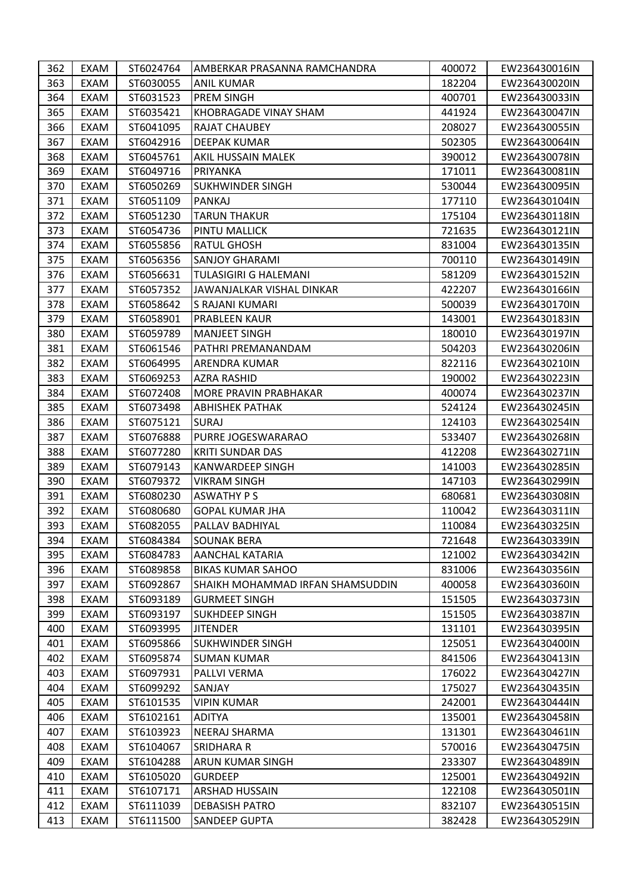| 362 | EXAM | ST6024764 | AMBERKAR PRASANNA RAMCHANDRA | 400072 | EW236430016IN |
|---|---|---|---|---|---|
| 363 | EXAM | ST6030055 | ANIL KUMAR | 182204 | EW236430020IN |
| 364 | EXAM | ST6031523 | PREM SINGH | 400701 | EW236430033IN |
| 365 | EXAM | ST6035421 | KHOBRAGADE VINAY SHAM | 441924 | EW236430047IN |
| 366 | EXAM | ST6041095 | RAJAT CHAUBEY | 208027 | EW236430055IN |
| 367 | EXAM | ST6042916 | DEEPAK KUMAR | 502305 | EW236430064IN |
| 368 | EXAM | ST6045761 | AKIL HUSSAIN MALEK | 390012 | EW236430078IN |
| 369 | EXAM | ST6049716 | PRIYANKA | 171011 | EW236430081IN |
| 370 | EXAM | ST6050269 | SUKHWINDER SINGH | 530044 | EW236430095IN |
| 371 | EXAM | ST6051109 | PANKAJ | 177110 | EW236430104IN |
| 372 | EXAM | ST6051230 | TARUN THAKUR | 175104 | EW236430118IN |
| 373 | EXAM | ST6054736 | PINTU MALLICK | 721635 | EW236430121IN |
| 374 | EXAM | ST6055856 | RATUL GHOSH | 831004 | EW236430135IN |
| 375 | EXAM | ST6056356 | SANJOY GHARAMI | 700110 | EW236430149IN |
| 376 | EXAM | ST6056631 | TULASIGIRI G HALEMANI | 581209 | EW236430152IN |
| 377 | EXAM | ST6057352 | JAWANJALKAR VISHAL DINKAR | 422207 | EW236430166IN |
| 378 | EXAM | ST6058642 | S RAJANI KUMARI | 500039 | EW236430170IN |
| 379 | EXAM | ST6058901 | PRABLEEN KAUR | 143001 | EW236430183IN |
| 380 | EXAM | ST6059789 | MANJEET SINGH | 180010 | EW236430197IN |
| 381 | EXAM | ST6061546 | PATHRI PREMANANDAM | 504203 | EW236430206IN |
| 382 | EXAM | ST6064995 | ARENDRA KUMAR | 822116 | EW236430210IN |
| 383 | EXAM | ST6069253 | AZRA RASHID | 190002 | EW236430223IN |
| 384 | EXAM | ST6072408 | MORE PRAVIN PRABHAKAR | 400074 | EW236430237IN |
| 385 | EXAM | ST6073498 | ABHISHEK PATHAK | 524124 | EW236430245IN |
| 386 | EXAM | ST6075121 | SURAJ | 124103 | EW236430254IN |
| 387 | EXAM | ST6076888 | PURRE JOGESWARARAO | 533407 | EW236430268IN |
| 388 | EXAM | ST6077280 | KRITI SUNDAR DAS | 412208 | EW236430271IN |
| 389 | EXAM | ST6079143 | KANWARDEEP SINGH | 141003 | EW236430285IN |
| 390 | EXAM | ST6079372 | VIKRAM SINGH | 147103 | EW236430299IN |
| 391 | EXAM | ST6080230 | ASWATHY P S | 680681 | EW236430308IN |
| 392 | EXAM | ST6080680 | GOPAL KUMAR JHA | 110042 | EW236430311IN |
| 393 | EXAM | ST6082055 | PALLAV BADHIYAL | 110084 | EW236430325IN |
| 394 | EXAM | ST6084384 | SOUNAK BERA | 721648 | EW236430339IN |
| 395 | EXAM | ST6084783 | AANCHAL KATARIA | 121002 | EW236430342IN |
| 396 | EXAM | ST6089858 | BIKAS KUMAR SAHOO | 831006 | EW236430356IN |
| 397 | EXAM | ST6092867 | SHAIKH MOHAMMAD IRFAN SHAMSUDDIN | 400058 | EW236430360IN |
| 398 | EXAM | ST6093189 | GURMEET SINGH | 151505 | EW236430373IN |
| 399 | EXAM | ST6093197 | SUKHDEEP SINGH | 151505 | EW236430387IN |
| 400 | EXAM | ST6093995 | JITENDER | 131101 | EW236430395IN |
| 401 | EXAM | ST6095866 | SUKHWINDER SINGH | 125051 | EW236430400IN |
| 402 | EXAM | ST6095874 | SUMAN KUMAR | 841506 | EW236430413IN |
| 403 | EXAM | ST6097931 | PALLVI VERMA | 176022 | EW236430427IN |
| 404 | EXAM | ST6099292 | SANJAY | 175027 | EW236430435IN |
| 405 | EXAM | ST6101535 | VIPIN KUMAR | 242001 | EW236430444IN |
| 406 | EXAM | ST6102161 | ADITYA | 135001 | EW236430458IN |
| 407 | EXAM | ST6103923 | NEERAJ SHARMA | 131301 | EW236430461IN |
| 408 | EXAM | ST6104067 | SRIDHARA R | 570016 | EW236430475IN |
| 409 | EXAM | ST6104288 | ARUN KUMAR SINGH | 233307 | EW236430489IN |
| 410 | EXAM | ST6105020 | GURDEEP | 125001 | EW236430492IN |
| 411 | EXAM | ST6107171 | ARSHAD HUSSAIN | 122108 | EW236430501IN |
| 412 | EXAM | ST6111039 | DEBASISH PATRO | 832107 | EW236430515IN |
| 413 | EXAM | ST6111500 | SANDEEP GUPTA | 382428 | EW236430529IN |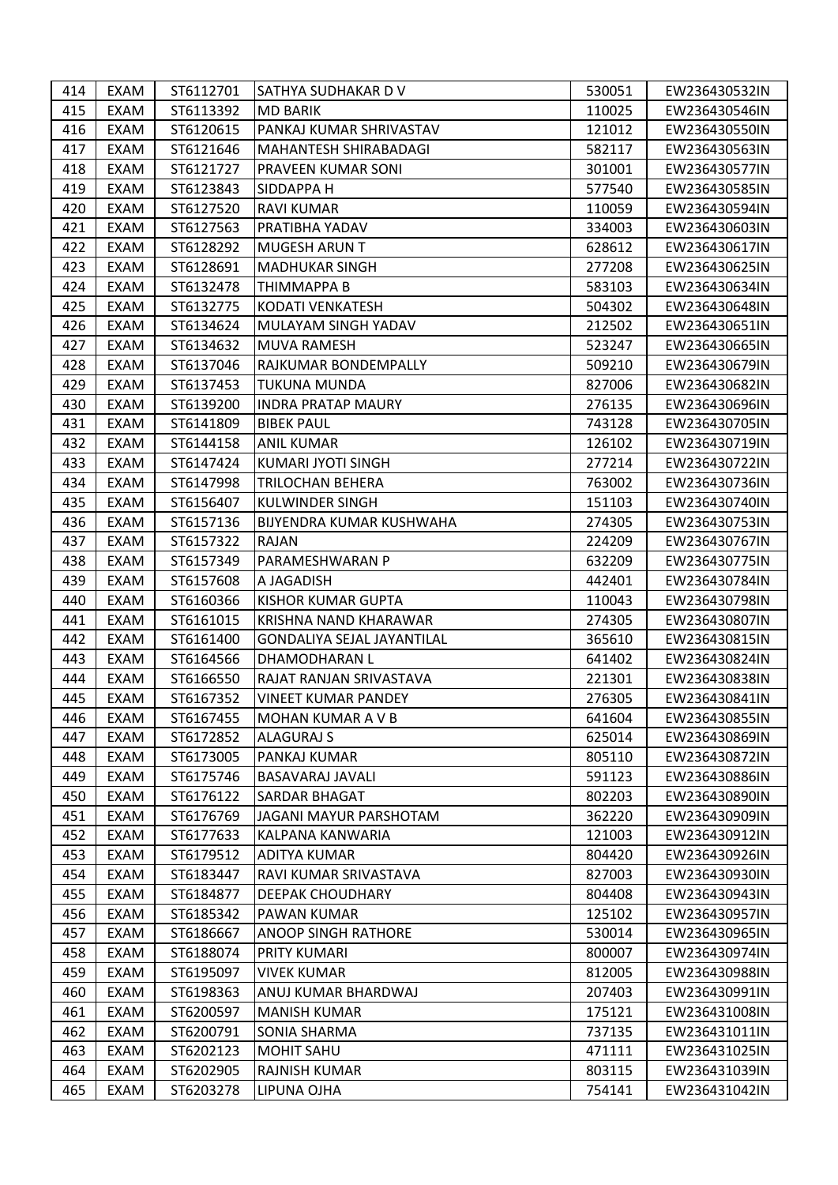| 414 | EXAM | ST6112701 | SATHYA SUDHAKAR D V | 530051 | EW236430532IN |
|---|---|---|---|---|---|
| 415 | EXAM | ST6113392 | MD BARIK | 110025 | EW236430546IN |
| 416 | EXAM | ST6120615 | PANKAJ KUMAR SHRIVASTAV | 121012 | EW236430550IN |
| 417 | EXAM | ST6121646 | MAHANTESH SHIRABADAGI | 582117 | EW236430563IN |
| 418 | EXAM | ST6121727 | PRAVEEN KUMAR SONI | 301001 | EW236430577IN |
| 419 | EXAM | ST6123843 | SIDDAPPA H | 577540 | EW236430585IN |
| 420 | EXAM | ST6127520 | RAVI KUMAR | 110059 | EW236430594IN |
| 421 | EXAM | ST6127563 | PRATIBHA YADAV | 334003 | EW236430603IN |
| 422 | EXAM | ST6128292 | MUGESH ARUN T | 628612 | EW236430617IN |
| 423 | EXAM | ST6128691 | MADHUKAR SINGH | 277208 | EW236430625IN |
| 424 | EXAM | ST6132478 | THIMMAPPA B | 583103 | EW236430634IN |
| 425 | EXAM | ST6132775 | KODATI VENKATESH | 504302 | EW236430648IN |
| 426 | EXAM | ST6134624 | MULAYAM SINGH YADAV | 212502 | EW236430651IN |
| 427 | EXAM | ST6134632 | MUVA RAMESH | 523247 | EW236430665IN |
| 428 | EXAM | ST6137046 | RAJKUMAR BONDEMPALLY | 509210 | EW236430679IN |
| 429 | EXAM | ST6137453 | TUKUNA MUNDA | 827006 | EW236430682IN |
| 430 | EXAM | ST6139200 | INDRA PRATAP MAURY | 276135 | EW236430696IN |
| 431 | EXAM | ST6141809 | BIBEK PAUL | 743128 | EW236430705IN |
| 432 | EXAM | ST6144158 | ANIL KUMAR | 126102 | EW236430719IN |
| 433 | EXAM | ST6147424 | KUMARI JYOTI SINGH | 277214 | EW236430722IN |
| 434 | EXAM | ST6147998 | TRILOCHAN BEHERA | 763002 | EW236430736IN |
| 435 | EXAM | ST6156407 | KULWINDER SINGH | 151103 | EW236430740IN |
| 436 | EXAM | ST6157136 | BIJYENDRA KUMAR KUSHWAHA | 274305 | EW236430753IN |
| 437 | EXAM | ST6157322 | RAJAN | 224209 | EW236430767IN |
| 438 | EXAM | ST6157349 | PARAMESHWARAN P | 632209 | EW236430775IN |
| 439 | EXAM | ST6157608 | A JAGADISH | 442401 | EW236430784IN |
| 440 | EXAM | ST6160366 | KISHOR KUMAR GUPTA | 110043 | EW236430798IN |
| 441 | EXAM | ST6161015 | KRISHNA NAND KHARAWAR | 274305 | EW236430807IN |
| 442 | EXAM | ST6161400 | GONDALIYA SEJAL JAYANTILAL | 365610 | EW236430815IN |
| 443 | EXAM | ST6164566 | DHAMODHARAN L | 641402 | EW236430824IN |
| 444 | EXAM | ST6166550 | RAJAT RANJAN SRIVASTAVA | 221301 | EW236430838IN |
| 445 | EXAM | ST6167352 | VINEET KUMAR PANDEY | 276305 | EW236430841IN |
| 446 | EXAM | ST6167455 | MOHAN KUMAR A V B | 641604 | EW236430855IN |
| 447 | EXAM | ST6172852 | ALAGURAJ S | 625014 | EW236430869IN |
| 448 | EXAM | ST6173005 | PANKAJ KUMAR | 805110 | EW236430872IN |
| 449 | EXAM | ST6175746 | BASAVARAJ JAVALI | 591123 | EW236430886IN |
| 450 | EXAM | ST6176122 | SARDAR BHAGAT | 802203 | EW236430890IN |
| 451 | EXAM | ST6176769 | JAGANI MAYUR PARSHOTAM | 362220 | EW236430909IN |
| 452 | EXAM | ST6177633 | KALPANA KANWARIA | 121003 | EW236430912IN |
| 453 | EXAM | ST6179512 | ADITYA KUMAR | 804420 | EW236430926IN |
| 454 | EXAM | ST6183447 | RAVI KUMAR SRIVASTAVA | 827003 | EW236430930IN |
| 455 | EXAM | ST6184877 | DEEPAK CHOUDHARY | 804408 | EW236430943IN |
| 456 | EXAM | ST6185342 | PAWAN KUMAR | 125102 | EW236430957IN |
| 457 | EXAM | ST6186667 | ANOOP SINGH RATHORE | 530014 | EW236430965IN |
| 458 | EXAM | ST6188074 | PRITY KUMARI | 800007 | EW236430974IN |
| 459 | EXAM | ST6195097 | VIVEK KUMAR | 812005 | EW236430988IN |
| 460 | EXAM | ST6198363 | ANUJ KUMAR BHARDWAJ | 207403 | EW236430991IN |
| 461 | EXAM | ST6200597 | MANISH KUMAR | 175121 | EW236431008IN |
| 462 | EXAM | ST6200791 | SONIA SHARMA | 737135 | EW236431011IN |
| 463 | EXAM | ST6202123 | MOHIT SAHU | 471111 | EW236431025IN |
| 464 | EXAM | ST6202905 | RAJNISH KUMAR | 803115 | EW236431039IN |
| 465 | EXAM | ST6203278 | LIPUNA OJHA | 754141 | EW236431042IN |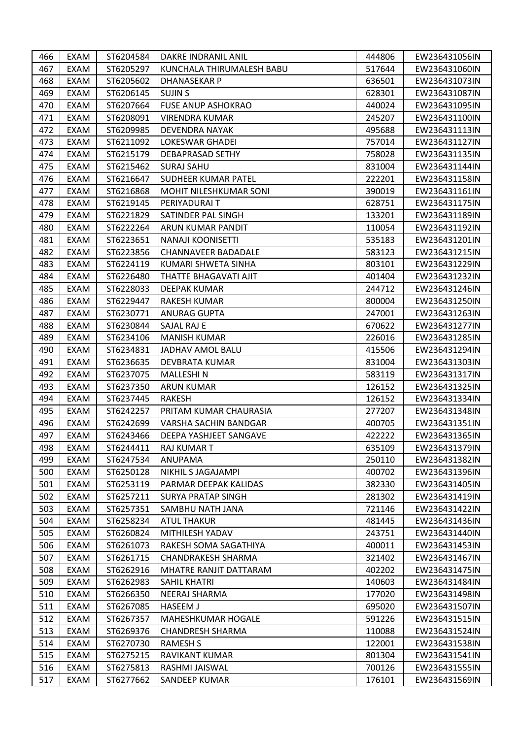| 466 | EXAM | ST6204584 | DAKRE INDRANIL ANIL | 444806 | EW236431056IN |
|---|---|---|---|---|---|
| 467 | EXAM | ST6205297 | KUNCHALA THIRUMALESH BABU | 517644 | EW236431060IN |
| 468 | EXAM | ST6205602 | DHANASEKAR P | 636501 | EW236431073IN |
| 469 | EXAM | ST6206145 | SUJIN S | 628301 | EW236431087IN |
| 470 | EXAM | ST6207664 | FUSE ANUP ASHOKRAO | 440024 | EW236431095IN |
| 471 | EXAM | ST6208091 | VIRENDRA KUMAR | 245207 | EW236431100IN |
| 472 | EXAM | ST6209985 | DEVENDRA NAYAK | 495688 | EW236431113IN |
| 473 | EXAM | ST6211092 | LOKESWAR GHADEI | 757014 | EW236431127IN |
| 474 | EXAM | ST6215179 | DEBAPRASAD SETHY | 758028 | EW236431135IN |
| 475 | EXAM | ST6215462 | SURAJ SAHU | 831004 | EW236431144IN |
| 476 | EXAM | ST6216647 | SUDHEER KUMAR PATEL | 222201 | EW236431158IN |
| 477 | EXAM | ST6216868 | MOHIT NILESHKUMAR SONI | 390019 | EW236431161IN |
| 478 | EXAM | ST6219145 | PERIYADURAI T | 628751 | EW236431175IN |
| 479 | EXAM | ST6221829 | SATINDER PAL SINGH | 133201 | EW236431189IN |
| 480 | EXAM | ST6222264 | ARUN KUMAR PANDIT | 110054 | EW236431192IN |
| 481 | EXAM | ST6223651 | NANAJI KOONISETTI | 535183 | EW236431201IN |
| 482 | EXAM | ST6223856 | CHANNAVEER BADADALE | 583123 | EW236431215IN |
| 483 | EXAM | ST6224119 | KUMARI SHWETA SINHA | 803101 | EW236431229IN |
| 484 | EXAM | ST6226480 | THATTE BHAGAVATI AJIT | 401404 | EW236431232IN |
| 485 | EXAM | ST6228033 | DEEPAK KUMAR | 244712 | EW236431246IN |
| 486 | EXAM | ST6229447 | RAKESH KUMAR | 800004 | EW236431250IN |
| 487 | EXAM | ST6230771 | ANURAG GUPTA | 247001 | EW236431263IN |
| 488 | EXAM | ST6230844 | SAJAL RAJ E | 670622 | EW236431277IN |
| 489 | EXAM | ST6234106 | MANISH KUMAR | 226016 | EW236431285IN |
| 490 | EXAM | ST6234831 | JADHAV AMOL BALU | 415506 | EW236431294IN |
| 491 | EXAM | ST6236635 | DEVBRATA KUMAR | 831004 | EW236431303IN |
| 492 | EXAM | ST6237075 | MALLESHI N | 583119 | EW236431317IN |
| 493 | EXAM | ST6237350 | ARUN KUMAR | 126152 | EW236431325IN |
| 494 | EXAM | ST6237445 | RAKESH | 126152 | EW236431334IN |
| 495 | EXAM | ST6242257 | PRITAM KUMAR CHAURASIA | 277207 | EW236431348IN |
| 496 | EXAM | ST6242699 | VARSHA SACHIN BANDGAR | 400705 | EW236431351IN |
| 497 | EXAM | ST6243466 | DEEPA YASHJEET SANGAVE | 422222 | EW236431365IN |
| 498 | EXAM | ST6244411 | RAJ KUMAR T | 635109 | EW236431379IN |
| 499 | EXAM | ST6247534 | ANUPAMA | 250110 | EW236431382IN |
| 500 | EXAM | ST6250128 | NIKHIL S JAGAJAMPI | 400702 | EW236431396IN |
| 501 | EXAM | ST6253119 | PARMAR DEEPAK KALIDAS | 382330 | EW236431405IN |
| 502 | EXAM | ST6257211 | SURYA PRATAP SINGH | 281302 | EW236431419IN |
| 503 | EXAM | ST6257351 | SAMBHU NATH JANA | 721146 | EW236431422IN |
| 504 | EXAM | ST6258234 | ATUL THAKUR | 481445 | EW236431436IN |
| 505 | EXAM | ST6260824 | MITHILESH YADAV | 243751 | EW236431440IN |
| 506 | EXAM | ST6261073 | RAKESH SOMA SAGATHIYA | 400011 | EW236431453IN |
| 507 | EXAM | ST6261715 | CHANDRAKESH SHARMA | 321402 | EW236431467IN |
| 508 | EXAM | ST6262916 | MHATRE RANJIT DATTARAM | 402202 | EW236431475IN |
| 509 | EXAM | ST6262983 | SAHIL KHATRI | 140603 | EW236431484IN |
| 510 | EXAM | ST6266350 | NEERAJ SHARMA | 177020 | EW236431498IN |
| 511 | EXAM | ST6267085 | HASEEM J | 695020 | EW236431507IN |
| 512 | EXAM | ST6267357 | MAHESHKUMAR HOGALE | 591226 | EW236431515IN |
| 513 | EXAM | ST6269376 | CHANDRESH SHARMA | 110088 | EW236431524IN |
| 514 | EXAM | ST6270730 | RAMESH S | 122001 | EW236431538IN |
| 515 | EXAM | ST6275215 | RAVIKANT KUMAR | 801304 | EW236431541IN |
| 516 | EXAM | ST6275813 | RASHMI JAISWAL | 700126 | EW236431555IN |
| 517 | EXAM | ST6277662 | SANDEEP KUMAR | 176101 | EW236431569IN |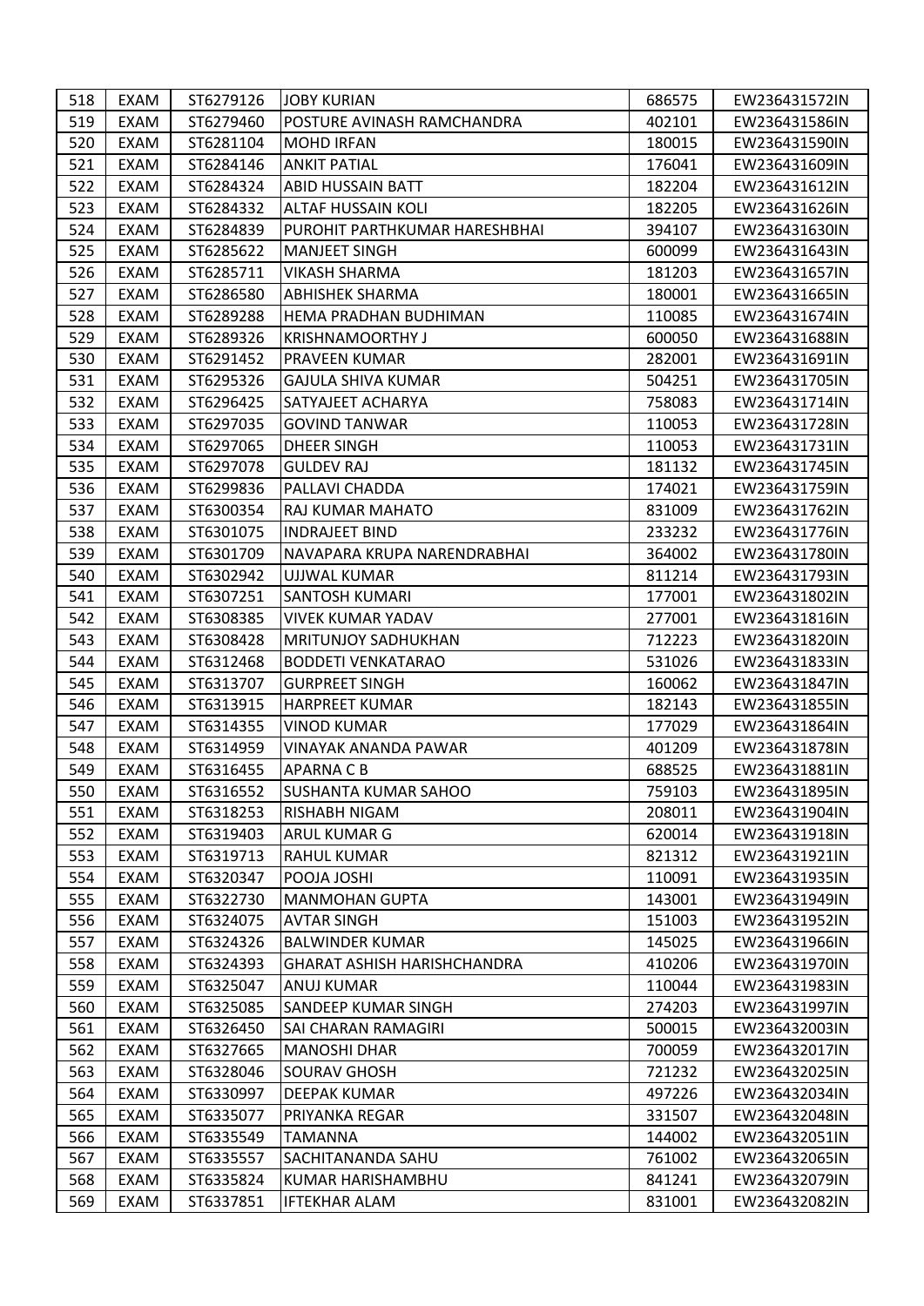| 518 | EXAM | ST6279126 | JOBY KURIAN | 686575 | EW236431572IN |
|---|---|---|---|---|---|
| 519 | EXAM | ST6279460 | POSTURE AVINASH RAMCHANDRA | 402101 | EW236431586IN |
| 520 | EXAM | ST6281104 | MOHD IRFAN | 180015 | EW236431590IN |
| 521 | EXAM | ST6284146 | ANKIT PATIAL | 176041 | EW236431609IN |
| 522 | EXAM | ST6284324 | ABID HUSSAIN BATT | 182204 | EW236431612IN |
| 523 | EXAM | ST6284332 | ALTAF HUSSAIN KOLI | 182205 | EW236431626IN |
| 524 | EXAM | ST6284839 | PUROHIT PARTHKUMAR HARESHBHAI | 394107 | EW236431630IN |
| 525 | EXAM | ST6285622 | MANJEET SINGH | 600099 | EW236431643IN |
| 526 | EXAM | ST6285711 | VIKASH SHARMA | 181203 | EW236431657IN |
| 527 | EXAM | ST6286580 | ABHISHEK SHARMA | 180001 | EW236431665IN |
| 528 | EXAM | ST6289288 | HEMA PRADHAN BUDHIMAN | 110085 | EW236431674IN |
| 529 | EXAM | ST6289326 | KRISHNAMOORTHY J | 600050 | EW236431688IN |
| 530 | EXAM | ST6291452 | PRAVEEN KUMAR | 282001 | EW236431691IN |
| 531 | EXAM | ST6295326 | GAJULA SHIVA KUMAR | 504251 | EW236431705IN |
| 532 | EXAM | ST6296425 | SATYAJEET ACHARYA | 758083 | EW236431714IN |
| 533 | EXAM | ST6297035 | GOVIND TANWAR | 110053 | EW236431728IN |
| 534 | EXAM | ST6297065 | DHEER SINGH | 110053 | EW236431731IN |
| 535 | EXAM | ST6297078 | GULDEV RAJ | 181132 | EW236431745IN |
| 536 | EXAM | ST6299836 | PALLAVI CHADDA | 174021 | EW236431759IN |
| 537 | EXAM | ST6300354 | RAJ KUMAR MAHATO | 831009 | EW236431762IN |
| 538 | EXAM | ST6301075 | INDRAJEET BIND | 233232 | EW236431776IN |
| 539 | EXAM | ST6301709 | NAVAPARA KRUPA NARENDRABHAI | 364002 | EW236431780IN |
| 540 | EXAM | ST6302942 | UJJWAL KUMAR | 811214 | EW236431793IN |
| 541 | EXAM | ST6307251 | SANTOSH KUMARI | 177001 | EW236431802IN |
| 542 | EXAM | ST6308385 | VIVEK KUMAR YADAV | 277001 | EW236431816IN |
| 543 | EXAM | ST6308428 | MRITUNJOY SADHUKHAN | 712223 | EW236431820IN |
| 544 | EXAM | ST6312468 | BODDETI VENKATARAO | 531026 | EW236431833IN |
| 545 | EXAM | ST6313707 | GURPREET SINGH | 160062 | EW236431847IN |
| 546 | EXAM | ST6313915 | HARPREET KUMAR | 182143 | EW236431855IN |
| 547 | EXAM | ST6314355 | VINOD KUMAR | 177029 | EW236431864IN |
| 548 | EXAM | ST6314959 | VINAYAK ANANDA PAWAR | 401209 | EW236431878IN |
| 549 | EXAM | ST6316455 | APARNA C B | 688525 | EW236431881IN |
| 550 | EXAM | ST6316552 | SUSHANTA KUMAR SAHOO | 759103 | EW236431895IN |
| 551 | EXAM | ST6318253 | RISHABH NIGAM | 208011 | EW236431904IN |
| 552 | EXAM | ST6319403 | ARUL KUMAR G | 620014 | EW236431918IN |
| 553 | EXAM | ST6319713 | RAHUL KUMAR | 821312 | EW236431921IN |
| 554 | EXAM | ST6320347 | POOJA JOSHI | 110091 | EW236431935IN |
| 555 | EXAM | ST6322730 | MANMOHAN GUPTA | 143001 | EW236431949IN |
| 556 | EXAM | ST6324075 | AVTAR SINGH | 151003 | EW236431952IN |
| 557 | EXAM | ST6324326 | BALWINDER KUMAR | 145025 | EW236431966IN |
| 558 | EXAM | ST6324393 | GHARAT ASHISH HARISHCHANDRA | 410206 | EW236431970IN |
| 559 | EXAM | ST6325047 | ANUJ KUMAR | 110044 | EW236431983IN |
| 560 | EXAM | ST6325085 | SANDEEP KUMAR SINGH | 274203 | EW236431997IN |
| 561 | EXAM | ST6326450 | SAI CHARAN RAMAGIRI | 500015 | EW236432003IN |
| 562 | EXAM | ST6327665 | MANOSHI DHAR | 700059 | EW236432017IN |
| 563 | EXAM | ST6328046 | SOURAV GHOSH | 721232 | EW236432025IN |
| 564 | EXAM | ST6330997 | DEEPAK KUMAR | 497226 | EW236432034IN |
| 565 | EXAM | ST6335077 | PRIYANKA REGAR | 331507 | EW236432048IN |
| 566 | EXAM | ST6335549 | TAMANNA | 144002 | EW236432051IN |
| 567 | EXAM | ST6335557 | SACHITANANDA SAHU | 761002 | EW236432065IN |
| 568 | EXAM | ST6335824 | KUMAR HARISHAMBHU | 841241 | EW236432079IN |
| 569 | EXAM | ST6337851 | IFTEKHAR ALAM | 831001 | EW236432082IN |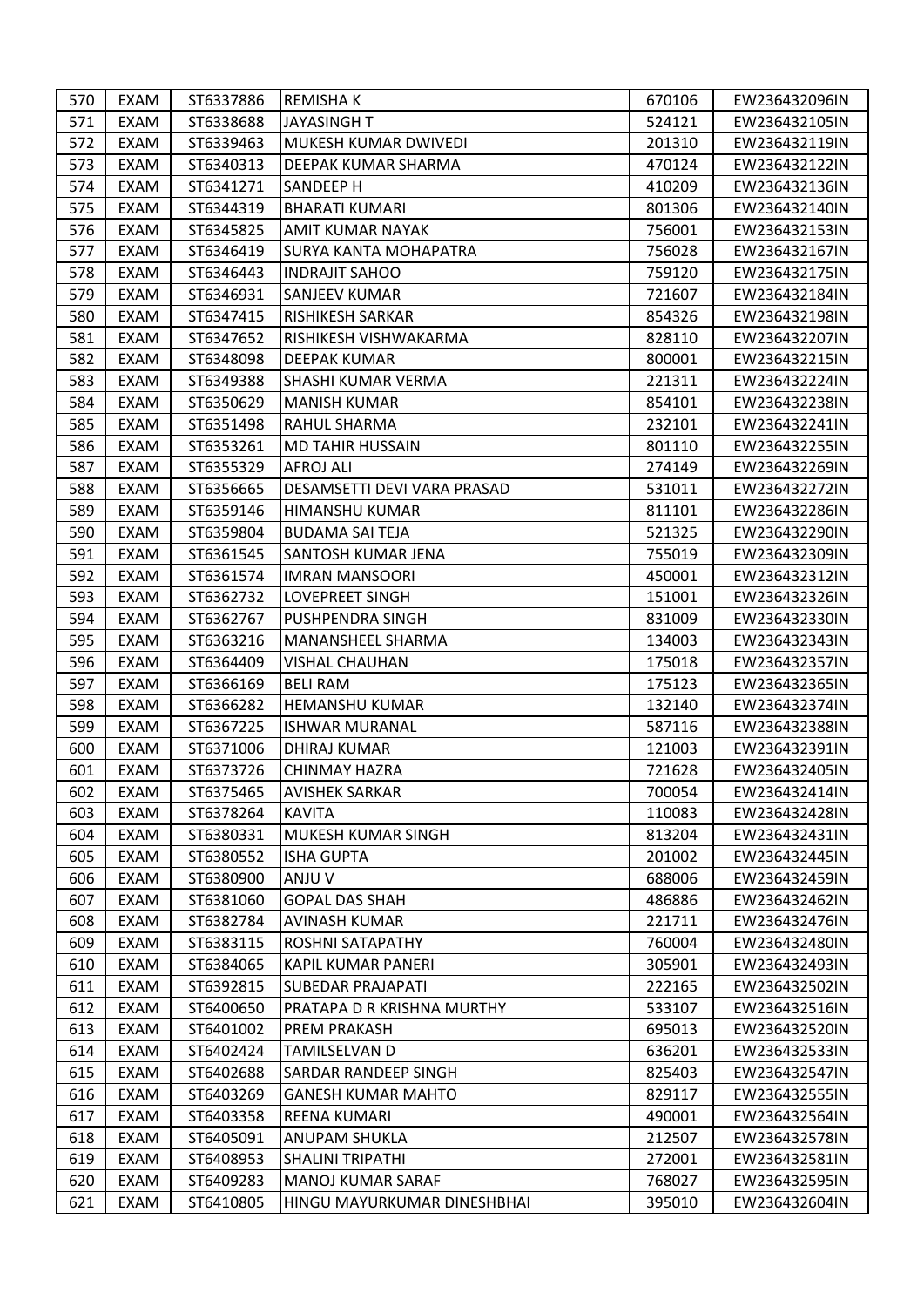| 570 | EXAM | ST6337886 | REMISHA K | 670106 | EW236432096IN |
|---|---|---|---|---|---|
| 571 | EXAM | ST6338688 | JAYASINGH T | 524121 | EW236432105IN |
| 572 | EXAM | ST6339463 | MUKESH KUMAR DWIVEDI | 201310 | EW236432119IN |
| 573 | EXAM | ST6340313 | DEEPAK KUMAR SHARMA | 470124 | EW236432122IN |
| 574 | EXAM | ST6341271 | SANDEEP H | 410209 | EW236432136IN |
| 575 | EXAM | ST6344319 | BHARATI KUMARI | 801306 | EW236432140IN |
| 576 | EXAM | ST6345825 | AMIT KUMAR NAYAK | 756001 | EW236432153IN |
| 577 | EXAM | ST6346419 | SURYA KANTA MOHAPATRA | 756028 | EW236432167IN |
| 578 | EXAM | ST6346443 | INDRAJIT SAHOO | 759120 | EW236432175IN |
| 579 | EXAM | ST6346931 | SANJEEV KUMAR | 721607 | EW236432184IN |
| 580 | EXAM | ST6347415 | RISHIKESH SARKAR | 854326 | EW236432198IN |
| 581 | EXAM | ST6347652 | RISHIKESH VISHWAKARMA | 828110 | EW236432207IN |
| 582 | EXAM | ST6348098 | DEEPAK KUMAR | 800001 | EW236432215IN |
| 583 | EXAM | ST6349388 | SHASHI KUMAR VERMA | 221311 | EW236432224IN |
| 584 | EXAM | ST6350629 | MANISH KUMAR | 854101 | EW236432238IN |
| 585 | EXAM | ST6351498 | RAHUL SHARMA | 232101 | EW236432241IN |
| 586 | EXAM | ST6353261 | MD TAHIR HUSSAIN | 801110 | EW236432255IN |
| 587 | EXAM | ST6355329 | AFROJ ALI | 274149 | EW236432269IN |
| 588 | EXAM | ST6356665 | DESAMSETTI DEVI VARA PRASAD | 531011 | EW236432272IN |
| 589 | EXAM | ST6359146 | HIMANSHU KUMAR | 811101 | EW236432286IN |
| 590 | EXAM | ST6359804 | BUDAMA SAI TEJA | 521325 | EW236432290IN |
| 591 | EXAM | ST6361545 | SANTOSH KUMAR JENA | 755019 | EW236432309IN |
| 592 | EXAM | ST6361574 | IMRAN MANSOORI | 450001 | EW236432312IN |
| 593 | EXAM | ST6362732 | LOVEPREET SINGH | 151001 | EW236432326IN |
| 594 | EXAM | ST6362767 | PUSHPENDRA SINGH | 831009 | EW236432330IN |
| 595 | EXAM | ST6363216 | MANANSHEEL SHARMA | 134003 | EW236432343IN |
| 596 | EXAM | ST6364409 | VISHAL CHAUHAN | 175018 | EW236432357IN |
| 597 | EXAM | ST6366169 | BELI RAM | 175123 | EW236432365IN |
| 598 | EXAM | ST6366282 | HEMANSHU KUMAR | 132140 | EW236432374IN |
| 599 | EXAM | ST6367225 | ISHWAR MURANAL | 587116 | EW236432388IN |
| 600 | EXAM | ST6371006 | DHIRAJ KUMAR | 121003 | EW236432391IN |
| 601 | EXAM | ST6373726 | CHINMAY HAZRA | 721628 | EW236432405IN |
| 602 | EXAM | ST6375465 | AVISHEK SARKAR | 700054 | EW236432414IN |
| 603 | EXAM | ST6378264 | KAVITA | 110083 | EW236432428IN |
| 604 | EXAM | ST6380331 | MUKESH KUMAR SINGH | 813204 | EW236432431IN |
| 605 | EXAM | ST6380552 | ISHA GUPTA | 201002 | EW236432445IN |
| 606 | EXAM | ST6380900 | ANJU V | 688006 | EW236432459IN |
| 607 | EXAM | ST6381060 | GOPAL DAS SHAH | 486886 | EW236432462IN |
| 608 | EXAM | ST6382784 | AVINASH KUMAR | 221711 | EW236432476IN |
| 609 | EXAM | ST6383115 | ROSHNI SATAPATHY | 760004 | EW236432480IN |
| 610 | EXAM | ST6384065 | KAPIL KUMAR PANERI | 305901 | EW236432493IN |
| 611 | EXAM | ST6392815 | SUBEDAR PRAJAPATI | 222165 | EW236432502IN |
| 612 | EXAM | ST6400650 | PRATAPA D R KRISHNA MURTHY | 533107 | EW236432516IN |
| 613 | EXAM | ST6401002 | PREM PRAKASH | 695013 | EW236432520IN |
| 614 | EXAM | ST6402424 | TAMILSELVAN D | 636201 | EW236432533IN |
| 615 | EXAM | ST6402688 | SARDAR RANDEEP SINGH | 825403 | EW236432547IN |
| 616 | EXAM | ST6403269 | GANESH KUMAR MAHTO | 829117 | EW236432555IN |
| 617 | EXAM | ST6403358 | REENA KUMARI | 490001 | EW236432564IN |
| 618 | EXAM | ST6405091 | ANUPAM SHUKLA | 212507 | EW236432578IN |
| 619 | EXAM | ST6408953 | SHALINI TRIPATHI | 272001 | EW236432581IN |
| 620 | EXAM | ST6409283 | MANOJ KUMAR SARAF | 768027 | EW236432595IN |
| 621 | EXAM | ST6410805 | HINGU MAYURKUMAR DINESHBHAI | 395010 | EW236432604IN |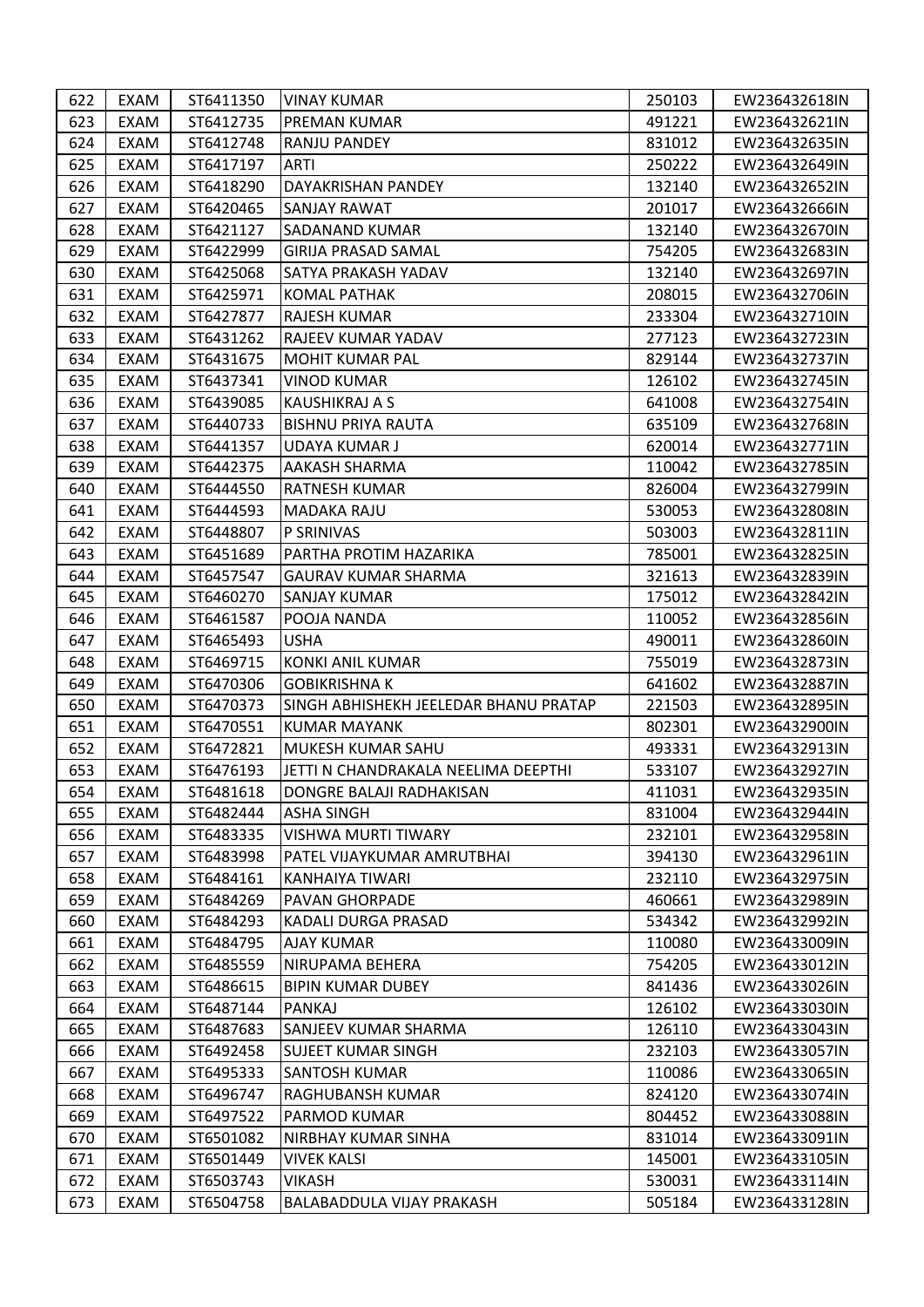| 622 | EXAM | ST6411350 | VINAY KUMAR | 250103 | EW236432618IN |
|---|---|---|---|---|---|
| 623 | EXAM | ST6412735 | PREMAN KUMAR | 491221 | EW236432621IN |
| 624 | EXAM | ST6412748 | RANJU PANDEY | 831012 | EW236432635IN |
| 625 | EXAM | ST6417197 | ARTI | 250222 | EW236432649IN |
| 626 | EXAM | ST6418290 | DAYAKRISHAN PANDEY | 132140 | EW236432652IN |
| 627 | EXAM | ST6420465 | SANJAY RAWAT | 201017 | EW236432666IN |
| 628 | EXAM | ST6421127 | SADANAND KUMAR | 132140 | EW236432670IN |
| 629 | EXAM | ST6422999 | GIRIJA PRASAD SAMAL | 754205 | EW236432683IN |
| 630 | EXAM | ST6425068 | SATYA PRAKASH YADAV | 132140 | EW236432697IN |
| 631 | EXAM | ST6425971 | KOMAL PATHAK | 208015 | EW236432706IN |
| 632 | EXAM | ST6427877 | RAJESH KUMAR | 233304 | EW236432710IN |
| 633 | EXAM | ST6431262 | RAJEEV KUMAR YADAV | 277123 | EW236432723IN |
| 634 | EXAM | ST6431675 | MOHIT KUMAR PAL | 829144 | EW236432737IN |
| 635 | EXAM | ST6437341 | VINOD KUMAR | 126102 | EW236432745IN |
| 636 | EXAM | ST6439085 | KAUSHIKRAJ A S | 641008 | EW236432754IN |
| 637 | EXAM | ST6440733 | BISHNU PRIYA RAUTA | 635109 | EW236432768IN |
| 638 | EXAM | ST6441357 | UDAYA KUMAR J | 620014 | EW236432771IN |
| 639 | EXAM | ST6442375 | AAKASH SHARMA | 110042 | EW236432785IN |
| 640 | EXAM | ST6444550 | RATNESH KUMAR | 826004 | EW236432799IN |
| 641 | EXAM | ST6444593 | MADAKA RAJU | 530053 | EW236432808IN |
| 642 | EXAM | ST6448807 | P SRINIVAS | 503003 | EW236432811IN |
| 643 | EXAM | ST6451689 | PARTHA PROTIM HAZARIKA | 785001 | EW236432825IN |
| 644 | EXAM | ST6457547 | GAURAV KUMAR SHARMA | 321613 | EW236432839IN |
| 645 | EXAM | ST6460270 | SANJAY KUMAR | 175012 | EW236432842IN |
| 646 | EXAM | ST6461587 | POOJA NANDA | 110052 | EW236432856IN |
| 647 | EXAM | ST6465493 | USHA | 490011 | EW236432860IN |
| 648 | EXAM | ST6469715 | KONKI ANIL KUMAR | 755019 | EW236432873IN |
| 649 | EXAM | ST6470306 | GOBIKRISHNA K | 641602 | EW236432887IN |
| 650 | EXAM | ST6470373 | SINGH ABHISHEKH JEELEDAR BHANU PRATAP | 221503 | EW236432895IN |
| 651 | EXAM | ST6470551 | KUMAR MAYANK | 802301 | EW236432900IN |
| 652 | EXAM | ST6472821 | MUKESH KUMAR SAHU | 493331 | EW236432913IN |
| 653 | EXAM | ST6476193 | JETTI N CHANDRAKALA NEELIMA DEEPTHI | 533107 | EW236432927IN |
| 654 | EXAM | ST6481618 | DONGRE BALAJI RADHAKISAN | 411031 | EW236432935IN |
| 655 | EXAM | ST6482444 | ASHA SINGH | 831004 | EW236432944IN |
| 656 | EXAM | ST6483335 | VISHWA MURTI TIWARY | 232101 | EW236432958IN |
| 657 | EXAM | ST6483998 | PATEL VIJAYKUMAR AMRUTBHAI | 394130 | EW236432961IN |
| 658 | EXAM | ST6484161 | KANHAIYA TIWARI | 232110 | EW236432975IN |
| 659 | EXAM | ST6484269 | PAVAN GHORPADE | 460661 | EW236432989IN |
| 660 | EXAM | ST6484293 | KADALI DURGA PRASAD | 534342 | EW236432992IN |
| 661 | EXAM | ST6484795 | AJAY KUMAR | 110080 | EW236433009IN |
| 662 | EXAM | ST6485559 | NIRUPAMA BEHERA | 754205 | EW236433012IN |
| 663 | EXAM | ST6486615 | BIPIN KUMAR DUBEY | 841436 | EW236433026IN |
| 664 | EXAM | ST6487144 | PANKAJ | 126102 | EW236433030IN |
| 665 | EXAM | ST6487683 | SANJEEV KUMAR SHARMA | 126110 | EW236433043IN |
| 666 | EXAM | ST6492458 | SUJEET KUMAR SINGH | 232103 | EW236433057IN |
| 667 | EXAM | ST6495333 | SANTOSH KUMAR | 110086 | EW236433065IN |
| 668 | EXAM | ST6496747 | RAGHUBANSH KUMAR | 824120 | EW236433074IN |
| 669 | EXAM | ST6497522 | PARMOD KUMAR | 804452 | EW236433088IN |
| 670 | EXAM | ST6501082 | NIRBHAY KUMAR SINHA | 831014 | EW236433091IN |
| 671 | EXAM | ST6501449 | VIVEK KALSI | 145001 | EW236433105IN |
| 672 | EXAM | ST6503743 | VIKASH | 530031 | EW236433114IN |
| 673 | EXAM | ST6504758 | BALABADDULA VIJAY PRAKASH | 505184 | EW236433128IN |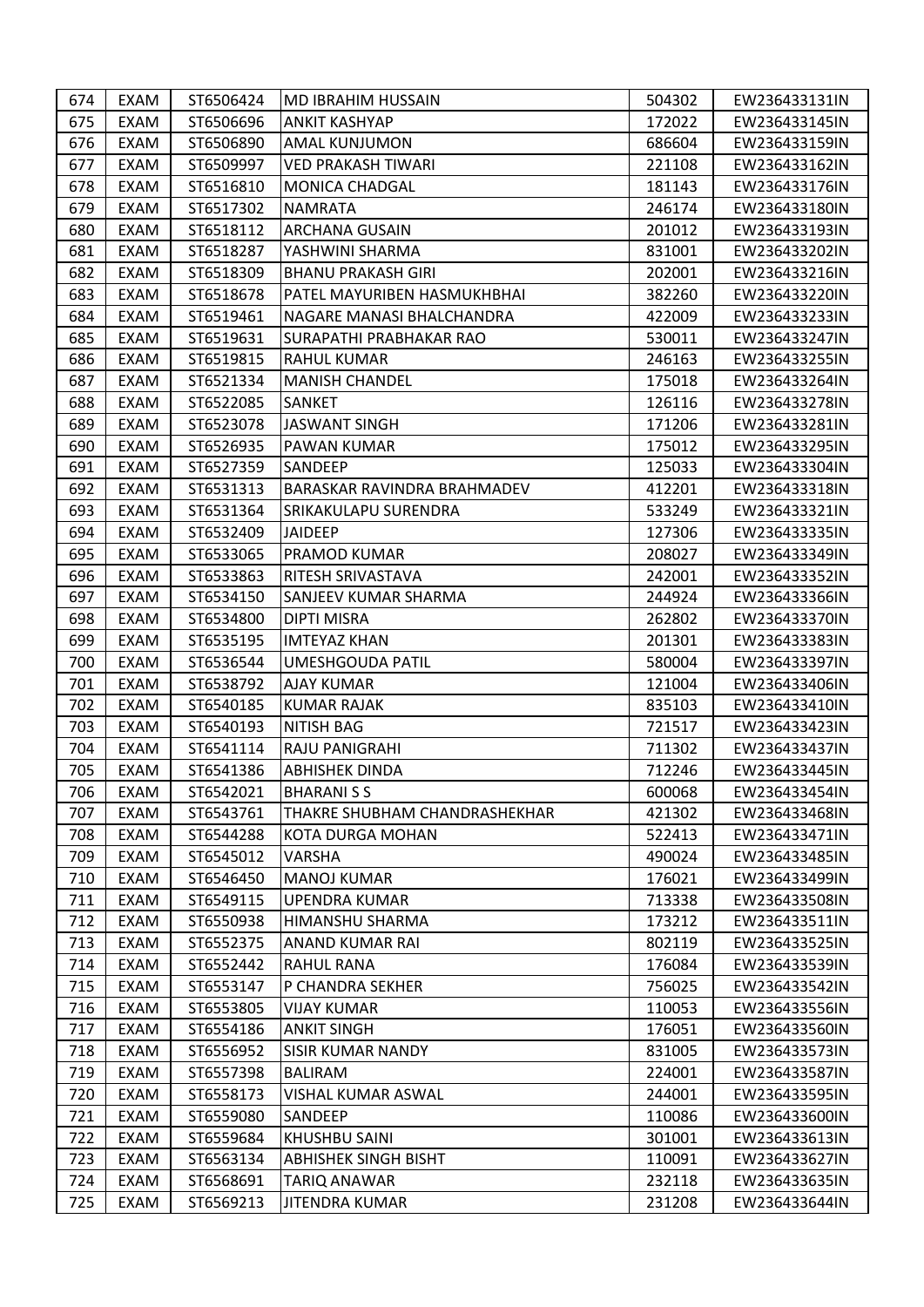| 674 | EXAM | ST6506424 | MD IBRAHIM HUSSAIN | 504302 | EW236433131IN |
|---|---|---|---|---|---|
| 675 | EXAM | ST6506696 | ANKIT KASHYAP | 172022 | EW236433145IN |
| 676 | EXAM | ST6506890 | AMAL KUNJUMON | 686604 | EW236433159IN |
| 677 | EXAM | ST6509997 | VED PRAKASH TIWARI | 221108 | EW236433162IN |
| 678 | EXAM | ST6516810 | MONICA CHADGAL | 181143 | EW236433176IN |
| 679 | EXAM | ST6517302 | NAMRATA | 246174 | EW236433180IN |
| 680 | EXAM | ST6518112 | ARCHANA GUSAIN | 201012 | EW236433193IN |
| 681 | EXAM | ST6518287 | YASHWINI SHARMA | 831001 | EW236433202IN |
| 682 | EXAM | ST6518309 | BHANU PRAKASH GIRI | 202001 | EW236433216IN |
| 683 | EXAM | ST6518678 | PATEL MAYURIBEN HASMUKHBHAI | 382260 | EW236433220IN |
| 684 | EXAM | ST6519461 | NAGARE MANASI BHALCHANDRA | 422009 | EW236433233IN |
| 685 | EXAM | ST6519631 | SURAPATHI PRABHAKAR RAO | 530011 | EW236433247IN |
| 686 | EXAM | ST6519815 | RAHUL KUMAR | 246163 | EW236433255IN |
| 687 | EXAM | ST6521334 | MANISH CHANDEL | 175018 | EW236433264IN |
| 688 | EXAM | ST6522085 | SANKET | 126116 | EW236433278IN |
| 689 | EXAM | ST6523078 | JASWANT SINGH | 171206 | EW236433281IN |
| 690 | EXAM | ST6526935 | PAWAN KUMAR | 175012 | EW236433295IN |
| 691 | EXAM | ST6527359 | SANDEEP | 125033 | EW236433304IN |
| 692 | EXAM | ST6531313 | BARASKAR RAVINDRA BRAHMADEV | 412201 | EW236433318IN |
| 693 | EXAM | ST6531364 | SRIKAKULAPU SURENDRA | 533249 | EW236433321IN |
| 694 | EXAM | ST6532409 | JAIDEEP | 127306 | EW236433335IN |
| 695 | EXAM | ST6533065 | PRAMOD KUMAR | 208027 | EW236433349IN |
| 696 | EXAM | ST6533863 | RITESH SRIVASTAVA | 242001 | EW236433352IN |
| 697 | EXAM | ST6534150 | SANJEEV KUMAR SHARMA | 244924 | EW236433366IN |
| 698 | EXAM | ST6534800 | DIPTI MISRA | 262802 | EW236433370IN |
| 699 | EXAM | ST6535195 | IMTEYAZ KHAN | 201301 | EW236433383IN |
| 700 | EXAM | ST6536544 | UMESHGOUDA PATIL | 580004 | EW236433397IN |
| 701 | EXAM | ST6538792 | AJAY KUMAR | 121004 | EW236433406IN |
| 702 | EXAM | ST6540185 | KUMAR RAJAK | 835103 | EW236433410IN |
| 703 | EXAM | ST6540193 | NITISH BAG | 721517 | EW236433423IN |
| 704 | EXAM | ST6541114 | RAJU PANIGRAHI | 711302 | EW236433437IN |
| 705 | EXAM | ST6541386 | ABHISHEK DINDA | 712246 | EW236433445IN |
| 706 | EXAM | ST6542021 | BHARANI S S | 600068 | EW236433454IN |
| 707 | EXAM | ST6543761 | THAKRE SHUBHAM CHANDRASHEKHAR | 421302 | EW236433468IN |
| 708 | EXAM | ST6544288 | KOTA DURGA MOHAN | 522413 | EW236433471IN |
| 709 | EXAM | ST6545012 | VARSHA | 490024 | EW236433485IN |
| 710 | EXAM | ST6546450 | MANOJ KUMAR | 176021 | EW236433499IN |
| 711 | EXAM | ST6549115 | UPENDRA KUMAR | 713338 | EW236433508IN |
| 712 | EXAM | ST6550938 | HIMANSHU SHARMA | 173212 | EW236433511IN |
| 713 | EXAM | ST6552375 | ANAND KUMAR RAI | 802119 | EW236433525IN |
| 714 | EXAM | ST6552442 | RAHUL RANA | 176084 | EW236433539IN |
| 715 | EXAM | ST6553147 | P CHANDRA SEKHER | 756025 | EW236433542IN |
| 716 | EXAM | ST6553805 | VIJAY KUMAR | 110053 | EW236433556IN |
| 717 | EXAM | ST6554186 | ANKIT SINGH | 176051 | EW236433560IN |
| 718 | EXAM | ST6556952 | SISIR KUMAR NANDY | 831005 | EW236433573IN |
| 719 | EXAM | ST6557398 | BALIRAM | 224001 | EW236433587IN |
| 720 | EXAM | ST6558173 | VISHAL KUMAR ASWAL | 244001 | EW236433595IN |
| 721 | EXAM | ST6559080 | SANDEEP | 110086 | EW236433600IN |
| 722 | EXAM | ST6559684 | KHUSHBU SAINI | 301001 | EW236433613IN |
| 723 | EXAM | ST6563134 | ABHISHEK SINGH BISHT | 110091 | EW236433627IN |
| 724 | EXAM | ST6568691 | TARIQ ANAWAR | 232118 | EW236433635IN |
| 725 | EXAM | ST6569213 | JITENDRA KUMAR | 231208 | EW236433644IN |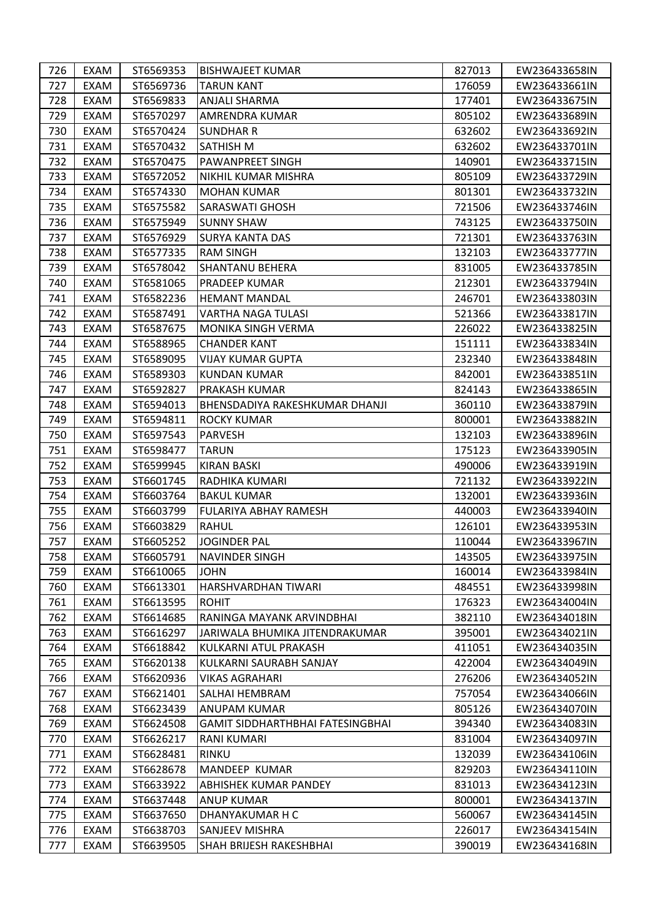| 726 | EXAM | ST6569353 | BISHWAJEET KUMAR | 827013 | EW236433658IN |
|---|---|---|---|---|---|
| 727 | EXAM | ST6569736 | TARUN KANT | 176059 | EW236433661IN |
| 728 | EXAM | ST6569833 | ANJALI SHARMA | 177401 | EW236433675IN |
| 729 | EXAM | ST6570297 | AMRENDRA KUMAR | 805102 | EW236433689IN |
| 730 | EXAM | ST6570424 | SUNDHAR R | 632602 | EW236433692IN |
| 731 | EXAM | ST6570432 | SATHISH M | 632602 | EW236433701IN |
| 732 | EXAM | ST6570475 | PAWANPREET SINGH | 140901 | EW236433715IN |
| 733 | EXAM | ST6572052 | NIKHIL KUMAR MISHRA | 805109 | EW236433729IN |
| 734 | EXAM | ST6574330 | MOHAN KUMAR | 801301 | EW236433732IN |
| 735 | EXAM | ST6575582 | SARASWATI GHOSH | 721506 | EW236433746IN |
| 736 | EXAM | ST6575949 | SUNNY SHAW | 743125 | EW236433750IN |
| 737 | EXAM | ST6576929 | SURYA KANTA DAS | 721301 | EW236433763IN |
| 738 | EXAM | ST6577335 | RAM SINGH | 132103 | EW236433777IN |
| 739 | EXAM | ST6578042 | SHANTANU BEHERA | 831005 | EW236433785IN |
| 740 | EXAM | ST6581065 | PRADEEP KUMAR | 212301 | EW236433794IN |
| 741 | EXAM | ST6582236 | HEMANT MANDAL | 246701 | EW236433803IN |
| 742 | EXAM | ST6587491 | VARTHA NAGA TULASI | 521366 | EW236433817IN |
| 743 | EXAM | ST6587675 | MONIKA SINGH VERMA | 226022 | EW236433825IN |
| 744 | EXAM | ST6588965 | CHANDER KANT | 151111 | EW236433834IN |
| 745 | EXAM | ST6589095 | VIJAY KUMAR GUPTA | 232340 | EW236433848IN |
| 746 | EXAM | ST6589303 | KUNDAN KUMAR | 842001 | EW236433851IN |
| 747 | EXAM | ST6592827 | PRAKASH KUMAR | 824143 | EW236433865IN |
| 748 | EXAM | ST6594013 | BHENSDADIYA RAKESHKUMAR DHANJI | 360110 | EW236433879IN |
| 749 | EXAM | ST6594811 | ROCKY KUMAR | 800001 | EW236433882IN |
| 750 | EXAM | ST6597543 | PARVESH | 132103 | EW236433896IN |
| 751 | EXAM | ST6598477 | TARUN | 175123 | EW236433905IN |
| 752 | EXAM | ST6599945 | KIRAN BASKI | 490006 | EW236433919IN |
| 753 | EXAM | ST6601745 | RADHIKA KUMARI | 721132 | EW236433922IN |
| 754 | EXAM | ST6603764 | BAKUL KUMAR | 132001 | EW236433936IN |
| 755 | EXAM | ST6603799 | FULARIYA ABHAY RAMESH | 440003 | EW236433940IN |
| 756 | EXAM | ST6603829 | RAHUL | 126101 | EW236433953IN |
| 757 | EXAM | ST6605252 | JOGINDER PAL | 110044 | EW236433967IN |
| 758 | EXAM | ST6605791 | NAVINDER SINGH | 143505 | EW236433975IN |
| 759 | EXAM | ST6610065 | JOHN | 160014 | EW236433984IN |
| 760 | EXAM | ST6613301 | HARSHVARDHAN TIWARI | 484551 | EW236433998IN |
| 761 | EXAM | ST6613595 | ROHIT | 176323 | EW236434004IN |
| 762 | EXAM | ST6614685 | RANINGA MAYANK ARVINDBHAI | 382110 | EW236434018IN |
| 763 | EXAM | ST6616297 | JARIWALA BHUMIKA JITENDRAKUMAR | 395001 | EW236434021IN |
| 764 | EXAM | ST6618842 | KULKARNI ATUL PRAKASH | 411051 | EW236434035IN |
| 765 | EXAM | ST6620138 | KULKARNI SAURABH SANJAY | 422004 | EW236434049IN |
| 766 | EXAM | ST6620936 | VIKAS AGRAHARI | 276206 | EW236434052IN |
| 767 | EXAM | ST6621401 | SALHAI HEMBRAM | 757054 | EW236434066IN |
| 768 | EXAM | ST6623439 | ANUPAM KUMAR | 805126 | EW236434070IN |
| 769 | EXAM | ST6624508 | GAMIT SIDDHARTHBHAI FATESINGBHAI | 394340 | EW236434083IN |
| 770 | EXAM | ST6626217 | RANI KUMARI | 831004 | EW236434097IN |
| 771 | EXAM | ST6628481 | RINKU | 132039 | EW236434106IN |
| 772 | EXAM | ST6628678 | MANDEEP KUMAR | 829203 | EW236434110IN |
| 773 | EXAM | ST6633922 | ABHISHEK KUMAR PANDEY | 831013 | EW236434123IN |
| 774 | EXAM | ST6637448 | ANUP KUMAR | 800001 | EW236434137IN |
| 775 | EXAM | ST6637650 | DHANYAKUMAR H C | 560067 | EW236434145IN |
| 776 | EXAM | ST6638703 | SANJEEV MISHRA | 226017 | EW236434154IN |
| 777 | EXAM | ST6639505 | SHAH BRIJESH RAKESHBHAI | 390019 | EW236434168IN |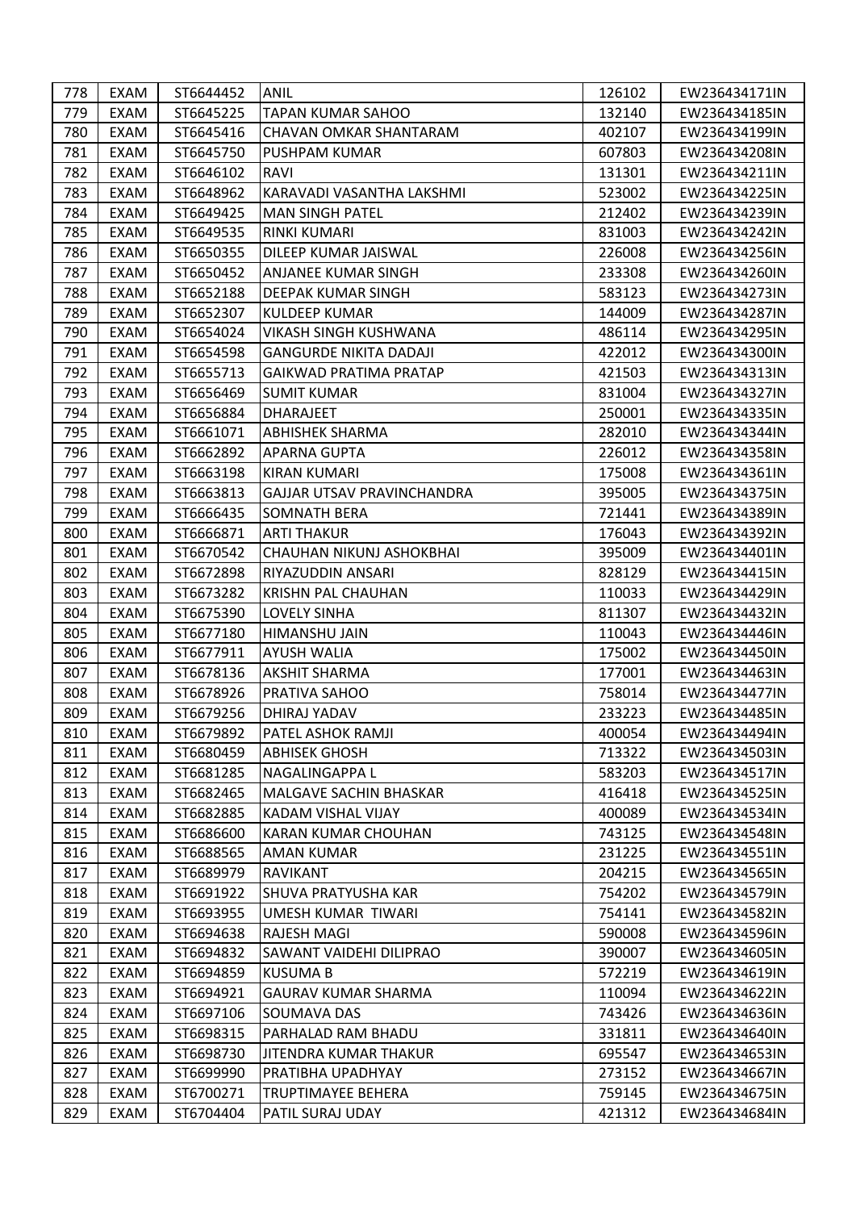| 778 | EXAM | ST6644452 | ANIL | 126102 | EW236434171IN |
|---|---|---|---|---|---|
| 779 | EXAM | ST6645225 | TAPAN KUMAR SAHOO | 132140 | EW236434185IN |
| 780 | EXAM | ST6645416 | CHAVAN OMKAR SHANTARAM | 402107 | EW236434199IN |
| 781 | EXAM | ST6645750 | PUSHPAM KUMAR | 607803 | EW236434208IN |
| 782 | EXAM | ST6646102 | RAVI | 131301 | EW236434211IN |
| 783 | EXAM | ST6648962 | KARAVADI VASANTHA LAKSHMI | 523002 | EW236434225IN |
| 784 | EXAM | ST6649425 | MAN SINGH PATEL | 212402 | EW236434239IN |
| 785 | EXAM | ST6649535 | RINKI KUMARI | 831003 | EW236434242IN |
| 786 | EXAM | ST6650355 | DILEEP KUMAR JAISWAL | 226008 | EW236434256IN |
| 787 | EXAM | ST6650452 | ANJANEE KUMAR SINGH | 233308 | EW236434260IN |
| 788 | EXAM | ST6652188 | DEEPAK KUMAR SINGH | 583123 | EW236434273IN |
| 789 | EXAM | ST6652307 | KULDEEP KUMAR | 144009 | EW236434287IN |
| 790 | EXAM | ST6654024 | VIKASH SINGH KUSHWANA | 486114 | EW236434295IN |
| 791 | EXAM | ST6654598 | GANGURDE NIKITA DADAJI | 422012 | EW236434300IN |
| 792 | EXAM | ST6655713 | GAIKWAD PRATIMA PRATAP | 421503 | EW236434313IN |
| 793 | EXAM | ST6656469 | SUMIT KUMAR | 831004 | EW236434327IN |
| 794 | EXAM | ST6656884 | DHARAJEET | 250001 | EW236434335IN |
| 795 | EXAM | ST6661071 | ABHISHEK SHARMA | 282010 | EW236434344IN |
| 796 | EXAM | ST6662892 | APARNA GUPTA | 226012 | EW236434358IN |
| 797 | EXAM | ST6663198 | KIRAN KUMARI | 175008 | EW236434361IN |
| 798 | EXAM | ST6663813 | GAJJAR UTSAV PRAVINCHANDRA | 395005 | EW236434375IN |
| 799 | EXAM | ST6666435 | SOMNATH BERA | 721441 | EW236434389IN |
| 800 | EXAM | ST6666871 | ARTI THAKUR | 176043 | EW236434392IN |
| 801 | EXAM | ST6670542 | CHAUHAN NIKUNJ ASHOKBHAI | 395009 | EW236434401IN |
| 802 | EXAM | ST6672898 | RIYAZUDDIN ANSARI | 828129 | EW236434415IN |
| 803 | EXAM | ST6673282 | KRISHN PAL CHAUHAN | 110033 | EW236434429IN |
| 804 | EXAM | ST6675390 | LOVELY SINHA | 811307 | EW236434432IN |
| 805 | EXAM | ST6677180 | HIMANSHU JAIN | 110043 | EW236434446IN |
| 806 | EXAM | ST6677911 | AYUSH WALIA | 175002 | EW236434450IN |
| 807 | EXAM | ST6678136 | AKSHIT SHARMA | 177001 | EW236434463IN |
| 808 | EXAM | ST6678926 | PRATIVA SAHOO | 758014 | EW236434477IN |
| 809 | EXAM | ST6679256 | DHIRAJ YADAV | 233223 | EW236434485IN |
| 810 | EXAM | ST6679892 | PATEL ASHOK RAMJI | 400054 | EW236434494IN |
| 811 | EXAM | ST6680459 | ABHISEK GHOSH | 713322 | EW236434503IN |
| 812 | EXAM | ST6681285 | NAGALINGAPPA L | 583203 | EW236434517IN |
| 813 | EXAM | ST6682465 | MALGAVE SACHIN BHASKAR | 416418 | EW236434525IN |
| 814 | EXAM | ST6682885 | KADAM VISHAL VIJAY | 400089 | EW236434534IN |
| 815 | EXAM | ST6686600 | KARAN KUMAR CHOUHAN | 743125 | EW236434548IN |
| 816 | EXAM | ST6688565 | AMAN KUMAR | 231225 | EW236434551IN |
| 817 | EXAM | ST6689979 | RAVIKANT | 204215 | EW236434565IN |
| 818 | EXAM | ST6691922 | SHUVA PRATYUSHA KAR | 754202 | EW236434579IN |
| 819 | EXAM | ST6693955 | UMESH KUMAR TIWARI | 754141 | EW236434582IN |
| 820 | EXAM | ST6694638 | RAJESH MAGI | 590008 | EW236434596IN |
| 821 | EXAM | ST6694832 | SAWANT VAIDEHI DILIPRAO | 390007 | EW236434605IN |
| 822 | EXAM | ST6694859 | KUSUMA B | 572219 | EW236434619IN |
| 823 | EXAM | ST6694921 | GAURAV KUMAR SHARMA | 110094 | EW236434622IN |
| 824 | EXAM | ST6697106 | SOUMAVA DAS | 743426 | EW236434636IN |
| 825 | EXAM | ST6698315 | PARHALAD RAM BHADU | 331811 | EW236434640IN |
| 826 | EXAM | ST6698730 | JITENDRA KUMAR THAKUR | 695547 | EW236434653IN |
| 827 | EXAM | ST6699990 | PRATIBHA UPADHYAY | 273152 | EW236434667IN |
| 828 | EXAM | ST6700271 | TRUPTIMAYEE BEHERA | 759145 | EW236434675IN |
| 829 | EXAM | ST6704404 | PATIL SURAJ UDAY | 421312 | EW236434684IN |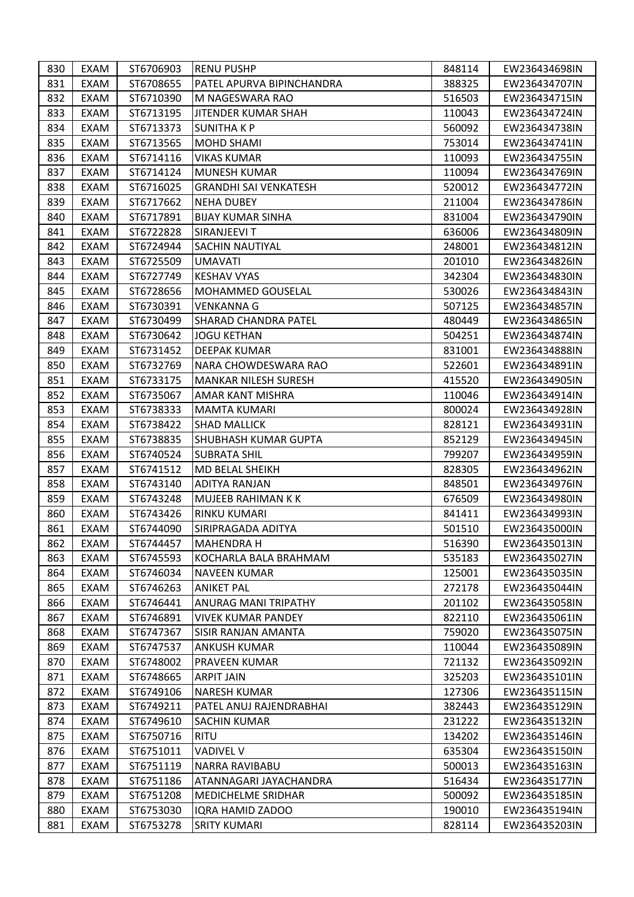| 830 | EXAM | ST6706903 | RENU PUSHP | 848114 | EW236434698IN |
|---|---|---|---|---|---|
| 831 | EXAM | ST6708655 | PATEL APURVA BIPINCHANDRA | 388325 | EW236434707IN |
| 832 | EXAM | ST6710390 | M NAGESWARA RAO | 516503 | EW236434715IN |
| 833 | EXAM | ST6713195 | JITENDER KUMAR SHAH | 110043 | EW236434724IN |
| 834 | EXAM | ST6713373 | SUNITHA K P | 560092 | EW236434738IN |
| 835 | EXAM | ST6713565 | MOHD SHAMI | 753014 | EW236434741IN |
| 836 | EXAM | ST6714116 | VIKAS KUMAR | 110093 | EW236434755IN |
| 837 | EXAM | ST6714124 | MUNESH KUMAR | 110094 | EW236434769IN |
| 838 | EXAM | ST6716025 | GRANDHI SAI VENKATESH | 520012 | EW236434772IN |
| 839 | EXAM | ST6717662 | NEHA DUBEY | 211004 | EW236434786IN |
| 840 | EXAM | ST6717891 | BIJAY KUMAR SINHA | 831004 | EW236434790IN |
| 841 | EXAM | ST6722828 | SIRANJEEVI T | 636006 | EW236434809IN |
| 842 | EXAM | ST6724944 | SACHIN NAUTIYAL | 248001 | EW236434812IN |
| 843 | EXAM | ST6725509 | UMAVATI | 201010 | EW236434826IN |
| 844 | EXAM | ST6727749 | KESHAV VYAS | 342304 | EW236434830IN |
| 845 | EXAM | ST6728656 | MOHAMMED GOUSELAL | 530026 | EW236434843IN |
| 846 | EXAM | ST6730391 | VENKANNA G | 507125 | EW236434857IN |
| 847 | EXAM | ST6730499 | SHARAD CHANDRA PATEL | 480449 | EW236434865IN |
| 848 | EXAM | ST6730642 | JOGU KETHAN | 504251 | EW236434874IN |
| 849 | EXAM | ST6731452 | DEEPAK KUMAR | 831001 | EW236434888IN |
| 850 | EXAM | ST6732769 | NARA CHOWDESWARA RAO | 522601 | EW236434891IN |
| 851 | EXAM | ST6733175 | MANKAR NILESH SURESH | 415520 | EW236434905IN |
| 852 | EXAM | ST6735067 | AMAR KANT MISHRA | 110046 | EW236434914IN |
| 853 | EXAM | ST6738333 | MAMTA KUMARI | 800024 | EW236434928IN |
| 854 | EXAM | ST6738422 | SHAD MALLICK | 828121 | EW236434931IN |
| 855 | EXAM | ST6738835 | SHUBHASH KUMAR GUPTA | 852129 | EW236434945IN |
| 856 | EXAM | ST6740524 | SUBRATA SHIL | 799207 | EW236434959IN |
| 857 | EXAM | ST6741512 | MD BELAL SHEIKH | 828305 | EW236434962IN |
| 858 | EXAM | ST6743140 | ADITYA RANJAN | 848501 | EW236434976IN |
| 859 | EXAM | ST6743248 | MUJEEB RAHIMAN K K | 676509 | EW236434980IN |
| 860 | EXAM | ST6743426 | RINKU KUMARI | 841411 | EW236434993IN |
| 861 | EXAM | ST6744090 | SIRIPRAGADA ADITYA | 501510 | EW236435000IN |
| 862 | EXAM | ST6744457 | MAHENDRA H | 516390 | EW236435013IN |
| 863 | EXAM | ST6745593 | KOCHARLA BALA BRAHMAM | 535183 | EW236435027IN |
| 864 | EXAM | ST6746034 | NAVEEN KUMAR | 125001 | EW236435035IN |
| 865 | EXAM | ST6746263 | ANIKET PAL | 272178 | EW236435044IN |
| 866 | EXAM | ST6746441 | ANURAG MANI TRIPATHY | 201102 | EW236435058IN |
| 867 | EXAM | ST6746891 | VIVEK KUMAR PANDEY | 822110 | EW236435061IN |
| 868 | EXAM | ST6747367 | SISIR RANJAN AMANTA | 759020 | EW236435075IN |
| 869 | EXAM | ST6747537 | ANKUSH KUMAR | 110044 | EW236435089IN |
| 870 | EXAM | ST6748002 | PRAVEEN KUMAR | 721132 | EW236435092IN |
| 871 | EXAM | ST6748665 | ARPIT JAIN | 325203 | EW236435101IN |
| 872 | EXAM | ST6749106 | NARESH KUMAR | 127306 | EW236435115IN |
| 873 | EXAM | ST6749211 | PATEL ANUJ RAJENDRABHAI | 382443 | EW236435129IN |
| 874 | EXAM | ST6749610 | SACHIN KUMAR | 231222 | EW236435132IN |
| 875 | EXAM | ST6750716 | RITU | 134202 | EW236435146IN |
| 876 | EXAM | ST6751011 | VADIVEL V | 635304 | EW236435150IN |
| 877 | EXAM | ST6751119 | NARRA RAVIBABU | 500013 | EW236435163IN |
| 878 | EXAM | ST6751186 | ATANNAGARI JAYACHANDRA | 516434 | EW236435177IN |
| 879 | EXAM | ST6751208 | MEDICHELME SRIDHAR | 500092 | EW236435185IN |
| 880 | EXAM | ST6753030 | IQRA HAMID ZADOO | 190010 | EW236435194IN |
| 881 | EXAM | ST6753278 | SRITY KUMARI | 828114 | EW236435203IN |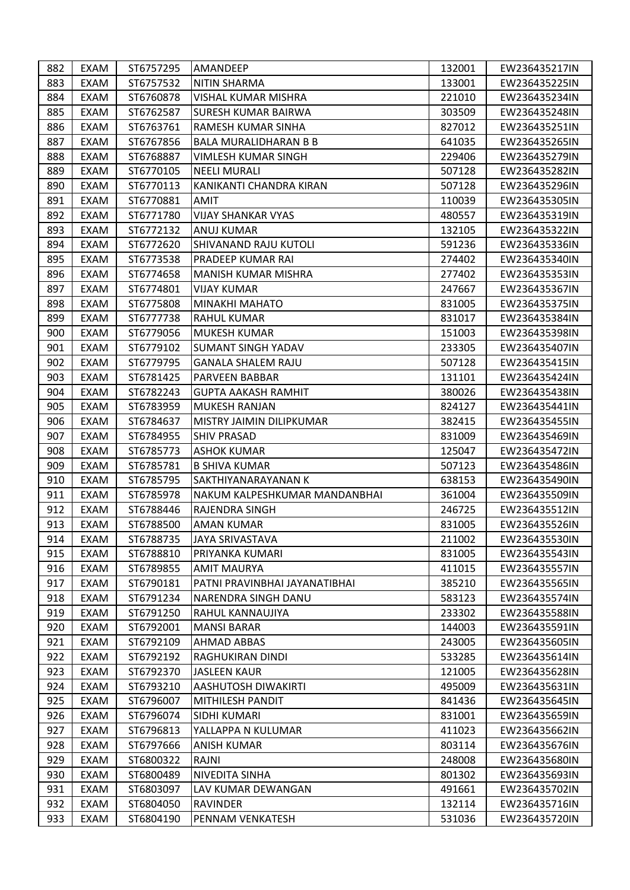| 882 | EXAM | ST6757295 | AMANDEEP | 132001 | EW236435217IN |
|---|---|---|---|---|---|
| 883 | EXAM | ST6757532 | NITIN SHARMA | 133001 | EW236435225IN |
| 884 | EXAM | ST6760878 | VISHAL KUMAR MISHRA | 221010 | EW236435234IN |
| 885 | EXAM | ST6762587 | SURESH KUMAR BAIRWA | 303509 | EW236435248IN |
| 886 | EXAM | ST6763761 | RAMESH KUMAR SINHA | 827012 | EW236435251IN |
| 887 | EXAM | ST6767856 | BALA MURALIDHARAN B B | 641035 | EW236435265IN |
| 888 | EXAM | ST6768887 | VIMLESH KUMAR SINGH | 229406 | EW236435279IN |
| 889 | EXAM | ST6770105 | NEELI MURALI | 507128 | EW236435282IN |
| 890 | EXAM | ST6770113 | KANIKANTI CHANDRA KIRAN | 507128 | EW236435296IN |
| 891 | EXAM | ST6770881 | AMIT | 110039 | EW236435305IN |
| 892 | EXAM | ST6771780 | VIJAY SHANKAR VYAS | 480557 | EW236435319IN |
| 893 | EXAM | ST6772132 | ANUJ KUMAR | 132105 | EW236435322IN |
| 894 | EXAM | ST6772620 | SHIVANAND RAJU KUTOLI | 591236 | EW236435336IN |
| 895 | EXAM | ST6773538 | PRADEEP KUMAR RAI | 274402 | EW236435340IN |
| 896 | EXAM | ST6774658 | MANISH KUMAR MISHRA | 277402 | EW236435353IN |
| 897 | EXAM | ST6774801 | VIJAY KUMAR | 247667 | EW236435367IN |
| 898 | EXAM | ST6775808 | MINAKHI MAHATO | 831005 | EW236435375IN |
| 899 | EXAM | ST6777738 | RAHUL KUMAR | 831017 | EW236435384IN |
| 900 | EXAM | ST6779056 | MUKESH KUMAR | 151003 | EW236435398IN |
| 901 | EXAM | ST6779102 | SUMANT SINGH YADAV | 233305 | EW236435407IN |
| 902 | EXAM | ST6779795 | GANALA SHALEM RAJU | 507128 | EW236435415IN |
| 903 | EXAM | ST6781425 | PARVEEN BABBAR | 131101 | EW236435424IN |
| 904 | EXAM | ST6782243 | GUPTA AAKASH RAMHIT | 380026 | EW236435438IN |
| 905 | EXAM | ST6783959 | MUKESH RANJAN | 824127 | EW236435441IN |
| 906 | EXAM | ST6784637 | MISTRY JAIMIN DILIPKUMAR | 382415 | EW236435455IN |
| 907 | EXAM | ST6784955 | SHIV PRASAD | 831009 | EW236435469IN |
| 908 | EXAM | ST6785773 | ASHOK KUMAR | 125047 | EW236435472IN |
| 909 | EXAM | ST6785781 | B SHIVA KUMAR | 507123 | EW236435486IN |
| 910 | EXAM | ST6785795 | SAKTHIYANARAYANAN K | 638153 | EW236435490IN |
| 911 | EXAM | ST6785978 | NAKUM KALPESHKUMAR MANDANBHAI | 361004 | EW236435509IN |
| 912 | EXAM | ST6788446 | RAJENDRA SINGH | 246725 | EW236435512IN |
| 913 | EXAM | ST6788500 | AMAN KUMAR | 831005 | EW236435526IN |
| 914 | EXAM | ST6788735 | JAYA SRIVASTAVA | 211002 | EW236435530IN |
| 915 | EXAM | ST6788810 | PRIYANKA KUMARI | 831005 | EW236435543IN |
| 916 | EXAM | ST6789855 | AMIT MAURYA | 411015 | EW236435557IN |
| 917 | EXAM | ST6790181 | PATNI PRAVINBHAI JAYANATIBHAI | 385210 | EW236435565IN |
| 918 | EXAM | ST6791234 | NARENDRA SINGH DANU | 583123 | EW236435574IN |
| 919 | EXAM | ST6791250 | RAHUL KANNAUJIYA | 233302 | EW236435588IN |
| 920 | EXAM | ST6792001 | MANSI BARAR | 144003 | EW236435591IN |
| 921 | EXAM | ST6792109 | AHMAD ABBAS | 243005 | EW236435605IN |
| 922 | EXAM | ST6792192 | RAGHUKIRAN DINDI | 533285 | EW236435614IN |
| 923 | EXAM | ST6792370 | JASLEEN KAUR | 121005 | EW236435628IN |
| 924 | EXAM | ST6793210 | AASHUTOSH DIWAKIRTI | 495009 | EW236435631IN |
| 925 | EXAM | ST6796007 | MITHILESH PANDIT | 841436 | EW236435645IN |
| 926 | EXAM | ST6796074 | SIDHI KUMARI | 831001 | EW236435659IN |
| 927 | EXAM | ST6796813 | YALLAPPA N KULUMAR | 411023 | EW236435662IN |
| 928 | EXAM | ST6797666 | ANISH KUMAR | 803114 | EW236435676IN |
| 929 | EXAM | ST6800322 | RAJNI | 248008 | EW236435680IN |
| 930 | EXAM | ST6800489 | NIVEDITA SINHA | 801302 | EW236435693IN |
| 931 | EXAM | ST6803097 | LAV KUMAR DEWANGAN | 491661 | EW236435702IN |
| 932 | EXAM | ST6804050 | RAVINDER | 132114 | EW236435716IN |
| 933 | EXAM | ST6804190 | PENNAM VENKATESH | 531036 | EW236435720IN |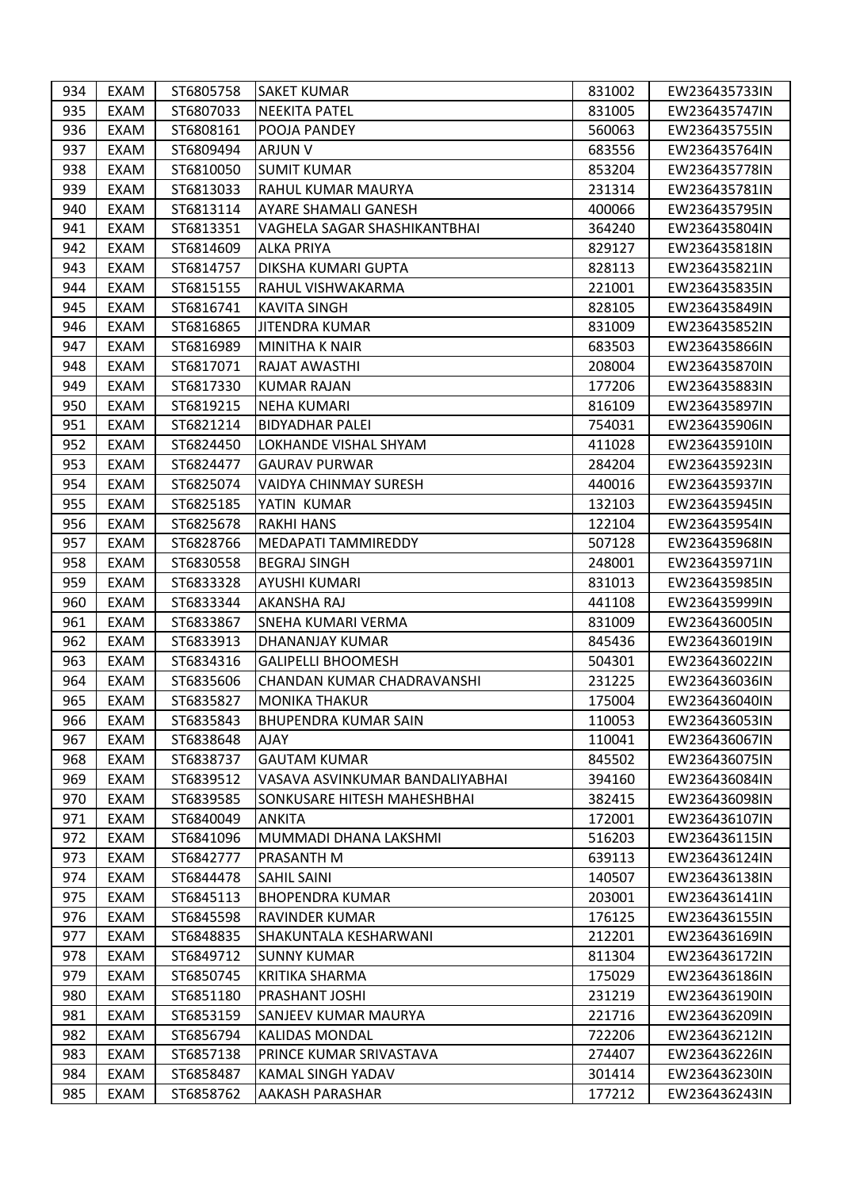| 934 | EXAM | ST6805758 | SAKET KUMAR | 831002 | EW236435733IN |
|---|---|---|---|---|---|
| 935 | EXAM | ST6807033 | NEEKITA PATEL | 831005 | EW236435747IN |
| 936 | EXAM | ST6808161 | POOJA PANDEY | 560063 | EW236435755IN |
| 937 | EXAM | ST6809494 | ARJUN V | 683556 | EW236435764IN |
| 938 | EXAM | ST6810050 | SUMIT KUMAR | 853204 | EW236435778IN |
| 939 | EXAM | ST6813033 | RAHUL KUMAR MAURYA | 231314 | EW236435781IN |
| 940 | EXAM | ST6813114 | AYARE SHAMALI GANESH | 400066 | EW236435795IN |
| 941 | EXAM | ST6813351 | VAGHELA SAGAR SHASHIKANTBHAI | 364240 | EW236435804IN |
| 942 | EXAM | ST6814609 | ALKA PRIYA | 829127 | EW236435818IN |
| 943 | EXAM | ST6814757 | DIKSHA KUMARI GUPTA | 828113 | EW236435821IN |
| 944 | EXAM | ST6815155 | RAHUL VISHWAKARMA | 221001 | EW236435835IN |
| 945 | EXAM | ST6816741 | KAVITA SINGH | 828105 | EW236435849IN |
| 946 | EXAM | ST6816865 | JITENDRA KUMAR | 831009 | EW236435852IN |
| 947 | EXAM | ST6816989 | MINITHA K NAIR | 683503 | EW236435866IN |
| 948 | EXAM | ST6817071 | RAJAT AWASTHI | 208004 | EW236435870IN |
| 949 | EXAM | ST6817330 | KUMAR RAJAN | 177206 | EW236435883IN |
| 950 | EXAM | ST6819215 | NEHA KUMARI | 816109 | EW236435897IN |
| 951 | EXAM | ST6821214 | BIDYADHAR PALEI | 754031 | EW236435906IN |
| 952 | EXAM | ST6824450 | LOKHANDE VISHAL SHYAM | 411028 | EW236435910IN |
| 953 | EXAM | ST6824477 | GAURAV PURWAR | 284204 | EW236435923IN |
| 954 | EXAM | ST6825074 | VAIDYA CHINMAY SURESH | 440016 | EW236435937IN |
| 955 | EXAM | ST6825185 | YATIN KUMAR | 132103 | EW236435945IN |
| 956 | EXAM | ST6825678 | RAKHI HANS | 122104 | EW236435954IN |
| 957 | EXAM | ST6828766 | MEDAPATI TAMMIREDDY | 507128 | EW236435968IN |
| 958 | EXAM | ST6830558 | BEGRAJ SINGH | 248001 | EW236435971IN |
| 959 | EXAM | ST6833328 | AYUSHI KUMARI | 831013 | EW236435985IN |
| 960 | EXAM | ST6833344 | AKANSHA RAJ | 441108 | EW236435999IN |
| 961 | EXAM | ST6833867 | SNEHA KUMARI VERMA | 831009 | EW236436005IN |
| 962 | EXAM | ST6833913 | DHANANJAY KUMAR | 845436 | EW236436019IN |
| 963 | EXAM | ST6834316 | GALIPELLI BHOOMESH | 504301 | EW236436022IN |
| 964 | EXAM | ST6835606 | CHANDAN KUMAR CHADRAVANSHI | 231225 | EW236436036IN |
| 965 | EXAM | ST6835827 | MONIKA THAKUR | 175004 | EW236436040IN |
| 966 | EXAM | ST6835843 | BHUPENDRA KUMAR SAIN | 110053 | EW236436053IN |
| 967 | EXAM | ST6838648 | AJAY | 110041 | EW236436067IN |
| 968 | EXAM | ST6838737 | GAUTAM KUMAR | 845502 | EW236436075IN |
| 969 | EXAM | ST6839512 | VASAVA ASVINKUMAR BANDALIYABHAI | 394160 | EW236436084IN |
| 970 | EXAM | ST6839585 | SONKUSARE HITESH MAHESHBHAI | 382415 | EW236436098IN |
| 971 | EXAM | ST6840049 | ANKITA | 172001 | EW236436107IN |
| 972 | EXAM | ST6841096 | MUMMADI DHANA LAKSHMI | 516203 | EW236436115IN |
| 973 | EXAM | ST6842777 | PRASANTH M | 639113 | EW236436124IN |
| 974 | EXAM | ST6844478 | SAHIL SAINI | 140507 | EW236436138IN |
| 975 | EXAM | ST6845113 | BHOPENDRA KUMAR | 203001 | EW236436141IN |
| 976 | EXAM | ST6845598 | RAVINDER KUMAR | 176125 | EW236436155IN |
| 977 | EXAM | ST6848835 | SHAKUNTALA KESHARWANI | 212201 | EW236436169IN |
| 978 | EXAM | ST6849712 | SUNNY KUMAR | 811304 | EW236436172IN |
| 979 | EXAM | ST6850745 | KRITIKA SHARMA | 175029 | EW236436186IN |
| 980 | EXAM | ST6851180 | PRASHANT JOSHI | 231219 | EW236436190IN |
| 981 | EXAM | ST6853159 | SANJEEV KUMAR MAURYA | 221716 | EW236436209IN |
| 982 | EXAM | ST6856794 | KALIDAS MONDAL | 722206 | EW236436212IN |
| 983 | EXAM | ST6857138 | PRINCE KUMAR SRIVASTAVA | 274407 | EW236436226IN |
| 984 | EXAM | ST6858487 | KAMAL SINGH YADAV | 301414 | EW236436230IN |
| 985 | EXAM | ST6858762 | AAKASH PARASHAR | 177212 | EW236436243IN |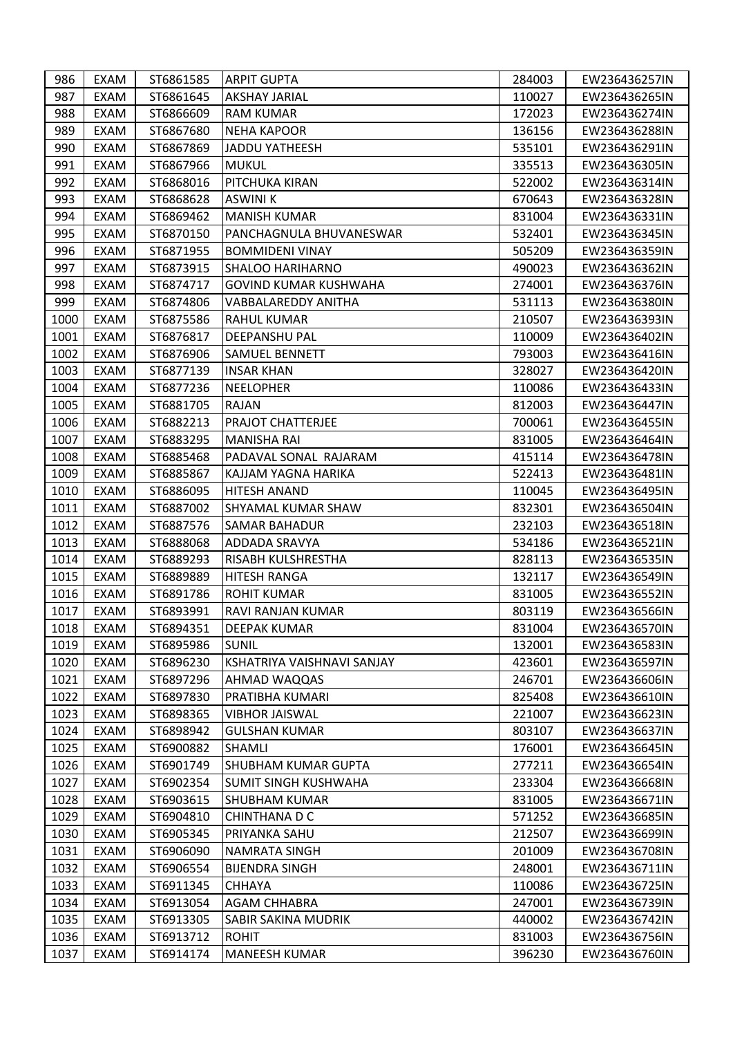| 986 | EXAM | ST6861585 | ARPIT GUPTA | 284003 | EW236436257IN |
|---|---|---|---|---|---|
| 987 | EXAM | ST6861645 | AKSHAY JARIAL | 110027 | EW236436265IN |
| 988 | EXAM | ST6866609 | RAM KUMAR | 172023 | EW236436274IN |
| 989 | EXAM | ST6867680 | NEHA KAPOOR | 136156 | EW236436288IN |
| 990 | EXAM | ST6867869 | JADDU YATHEESH | 535101 | EW236436291IN |
| 991 | EXAM | ST6867966 | MUKUL | 335513 | EW236436305IN |
| 992 | EXAM | ST6868016 | PITCHUKA KIRAN | 522002 | EW236436314IN |
| 993 | EXAM | ST6868628 | ASWINI K | 670643 | EW236436328IN |
| 994 | EXAM | ST6869462 | MANISH KUMAR | 831004 | EW236436331IN |
| 995 | EXAM | ST6870150 | PANCHAGNULA BHUVANESWAR | 532401 | EW236436345IN |
| 996 | EXAM | ST6871955 | BOMMIDENI VINAY | 505209 | EW236436359IN |
| 997 | EXAM | ST6873915 | SHALOO HARIHARNO | 490023 | EW236436362IN |
| 998 | EXAM | ST6874717 | GOVIND KUMAR KUSHWAHA | 274001 | EW236436376IN |
| 999 | EXAM | ST6874806 | VABBALAREDDY ANITHA | 531113 | EW236436380IN |
| 1000 | EXAM | ST6875586 | RAHUL KUMAR | 210507 | EW236436393IN |
| 1001 | EXAM | ST6876817 | DEEPANSHU PAL | 110009 | EW236436402IN |
| 1002 | EXAM | ST6876906 | SAMUEL BENNETT | 793003 | EW236436416IN |
| 1003 | EXAM | ST6877139 | INSAR KHAN | 328027 | EW236436420IN |
| 1004 | EXAM | ST6877236 | NEELOPHER | 110086 | EW236436433IN |
| 1005 | EXAM | ST6881705 | RAJAN | 812003 | EW236436447IN |
| 1006 | EXAM | ST6882213 | PRAJOT CHATTERJEE | 700061 | EW236436455IN |
| 1007 | EXAM | ST6883295 | MANISHA RAI | 831005 | EW236436464IN |
| 1008 | EXAM | ST6885468 | PADAVAL SONAL RAJARAM | 415114 | EW236436478IN |
| 1009 | EXAM | ST6885867 | KAJJAM YAGNA HARIKA | 522413 | EW236436481IN |
| 1010 | EXAM | ST6886095 | HITESH ANAND | 110045 | EW236436495IN |
| 1011 | EXAM | ST6887002 | SHYAMAL KUMAR SHAW | 832301 | EW236436504IN |
| 1012 | EXAM | ST6887576 | SAMAR BAHADUR | 232103 | EW236436518IN |
| 1013 | EXAM | ST6888068 | ADDADA SRAVYA | 534186 | EW236436521IN |
| 1014 | EXAM | ST6889293 | RISABH KULSHRESTHA | 828113 | EW236436535IN |
| 1015 | EXAM | ST6889889 | HITESH RANGA | 132117 | EW236436549IN |
| 1016 | EXAM | ST6891786 | ROHIT KUMAR | 831005 | EW236436552IN |
| 1017 | EXAM | ST6893991 | RAVI RANJAN KUMAR | 803119 | EW236436566IN |
| 1018 | EXAM | ST6894351 | DEEPAK KUMAR | 831004 | EW236436570IN |
| 1019 | EXAM | ST6895986 | SUNIL | 132001 | EW236436583IN |
| 1020 | EXAM | ST6896230 | KSHATRIYA VAISHNAVI SANJAY | 423601 | EW236436597IN |
| 1021 | EXAM | ST6897296 | AHMAD WAQQAS | 246701 | EW236436606IN |
| 1022 | EXAM | ST6897830 | PRATIBHA KUMARI | 825408 | EW236436610IN |
| 1023 | EXAM | ST6898365 | VIBHOR JAISWAL | 221007 | EW236436623IN |
| 1024 | EXAM | ST6898942 | GULSHAN KUMAR | 803107 | EW236436637IN |
| 1025 | EXAM | ST6900882 | SHAMLI | 176001 | EW236436645IN |
| 1026 | EXAM | ST6901749 | SHUBHAM KUMAR GUPTA | 277211 | EW236436654IN |
| 1027 | EXAM | ST6902354 | SUMIT SINGH KUSHWAHA | 233304 | EW236436668IN |
| 1028 | EXAM | ST6903615 | SHUBHAM KUMAR | 831005 | EW236436671IN |
| 1029 | EXAM | ST6904810 | CHINTHANA D C | 571252 | EW236436685IN |
| 1030 | EXAM | ST6905345 | PRIYANKA SAHU | 212507 | EW236436699IN |
| 1031 | EXAM | ST6906090 | NAMRATA SINGH | 201009 | EW236436708IN |
| 1032 | EXAM | ST6906554 | BIJENDRA SINGH | 248001 | EW236436711IN |
| 1033 | EXAM | ST6911345 | CHHAYA | 110086 | EW236436725IN |
| 1034 | EXAM | ST6913054 | AGAM CHHABRA | 247001 | EW236436739IN |
| 1035 | EXAM | ST6913305 | SABIR SAKINA MUDRIK | 440002 | EW236436742IN |
| 1036 | EXAM | ST6913712 | ROHIT | 831003 | EW236436756IN |
| 1037 | EXAM | ST6914174 | MANEESH KUMAR | 396230 | EW236436760IN |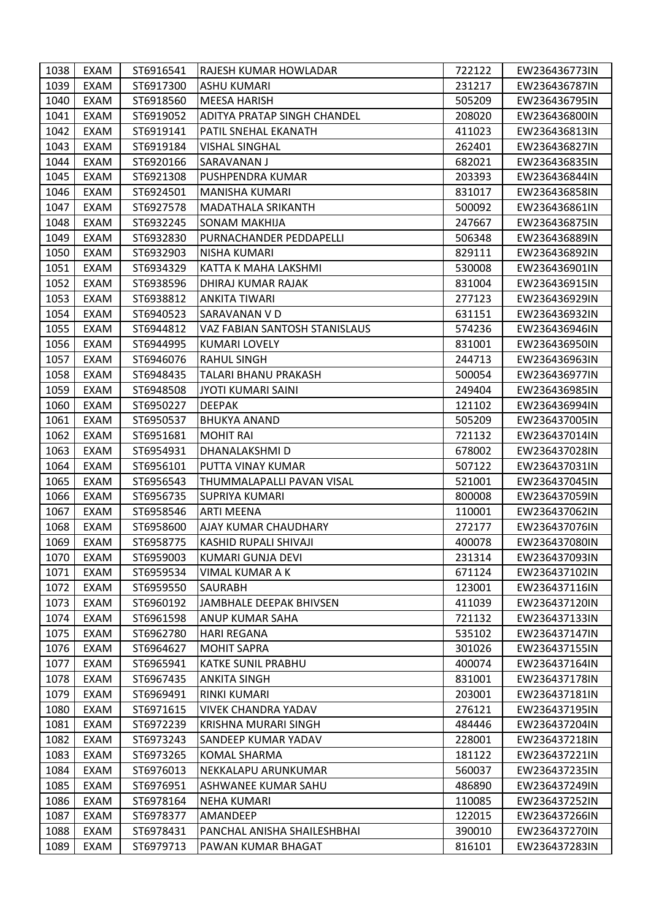| 1038 | EXAM | ST6916541 | RAJESH KUMAR HOWLADAR | 722122 | EW236436773IN |
|---|---|---|---|---|---|
| 1039 | EXAM | ST6917300 | ASHU KUMARI | 231217 | EW236436787IN |
| 1040 | EXAM | ST6918560 | MEESA HARISH | 505209 | EW236436795IN |
| 1041 | EXAM | ST6919052 | ADITYA PRATAP SINGH CHANDEL | 208020 | EW236436800IN |
| 1042 | EXAM | ST6919141 | PATIL SNEHAL EKANATH | 411023 | EW236436813IN |
| 1043 | EXAM | ST6919184 | VISHAL SINGHAL | 262401 | EW236436827IN |
| 1044 | EXAM | ST6920166 | SARAVANAN J | 682021 | EW236436835IN |
| 1045 | EXAM | ST6921308 | PUSHPENDRA KUMAR | 203393 | EW236436844IN |
| 1046 | EXAM | ST6924501 | MANISHA KUMARI | 831017 | EW236436858IN |
| 1047 | EXAM | ST6927578 | MADATHALA SRIKANTH | 500092 | EW236436861IN |
| 1048 | EXAM | ST6932245 | SONAM MAKHIJA | 247667 | EW236436875IN |
| 1049 | EXAM | ST6932830 | PURNACHANDER PEDDAPELLI | 506348 | EW236436889IN |
| 1050 | EXAM | ST6932903 | NISHA KUMARI | 829111 | EW236436892IN |
| 1051 | EXAM | ST6934329 | KATTA K MAHA LAKSHMI | 530008 | EW236436901IN |
| 1052 | EXAM | ST6938596 | DHIRAJ KUMAR RAJAK | 831004 | EW236436915IN |
| 1053 | EXAM | ST6938812 | ANKITA TIWARI | 277123 | EW236436929IN |
| 1054 | EXAM | ST6940523 | SARAVANAN V D | 631151 | EW236436932IN |
| 1055 | EXAM | ST6944812 | VAZ FABIAN SANTOSH STANISLAUS | 574236 | EW236436946IN |
| 1056 | EXAM | ST6944995 | KUMARI LOVELY | 831001 | EW236436950IN |
| 1057 | EXAM | ST6946076 | RAHUL SINGH | 244713 | EW236436963IN |
| 1058 | EXAM | ST6948435 | TALARI BHANU PRAKASH | 500054 | EW236436977IN |
| 1059 | EXAM | ST6948508 | JYOTI KUMARI SAINI | 249404 | EW236436985IN |
| 1060 | EXAM | ST6950227 | DEEPAK | 121102 | EW236436994IN |
| 1061 | EXAM | ST6950537 | BHUKYA ANAND | 505209 | EW236437005IN |
| 1062 | EXAM | ST6951681 | MOHIT RAI | 721132 | EW236437014IN |
| 1063 | EXAM | ST6954931 | DHANALAKSHMI D | 678002 | EW236437028IN |
| 1064 | EXAM | ST6956101 | PUTTA VINAY KUMAR | 507122 | EW236437031IN |
| 1065 | EXAM | ST6956543 | THUMMALAPALLI PAVAN VISAL | 521001 | EW236437045IN |
| 1066 | EXAM | ST6956735 | SUPRIYA KUMARI | 800008 | EW236437059IN |
| 1067 | EXAM | ST6958546 | ARTI MEENA | 110001 | EW236437062IN |
| 1068 | EXAM | ST6958600 | AJAY KUMAR CHAUDHARY | 272177 | EW236437076IN |
| 1069 | EXAM | ST6958775 | KASHID RUPALI SHIVAJI | 400078 | EW236437080IN |
| 1070 | EXAM | ST6959003 | KUMARI GUNJA DEVI | 231314 | EW236437093IN |
| 1071 | EXAM | ST6959534 | VIMAL KUMAR A K | 671124 | EW236437102IN |
| 1072 | EXAM | ST6959550 | SAURABH | 123001 | EW236437116IN |
| 1073 | EXAM | ST6960192 | JAMBHALE DEEPAK BHIVSEN | 411039 | EW236437120IN |
| 1074 | EXAM | ST6961598 | ANUP KUMAR SAHA | 721132 | EW236437133IN |
| 1075 | EXAM | ST6962780 | HARI REGANA | 535102 | EW236437147IN |
| 1076 | EXAM | ST6964627 | MOHIT SAPRA | 301026 | EW236437155IN |
| 1077 | EXAM | ST6965941 | KATKE SUNIL PRABHU | 400074 | EW236437164IN |
| 1078 | EXAM | ST6967435 | ANKITA SINGH | 831001 | EW236437178IN |
| 1079 | EXAM | ST6969491 | RINKI KUMARI | 203001 | EW236437181IN |
| 1080 | EXAM | ST6971615 | VIVEK CHANDRA YADAV | 276121 | EW236437195IN |
| 1081 | EXAM | ST6972239 | KRISHNA MURARI SINGH | 484446 | EW236437204IN |
| 1082 | EXAM | ST6973243 | SANDEEP KUMAR YADAV | 228001 | EW236437218IN |
| 1083 | EXAM | ST6973265 | KOMAL SHARMA | 181122 | EW236437221IN |
| 1084 | EXAM | ST6976013 | NEKKALAPU ARUNKUMAR | 560037 | EW236437235IN |
| 1085 | EXAM | ST6976951 | ASHWANEE KUMAR SAHU | 486890 | EW236437249IN |
| 1086 | EXAM | ST6978164 | NEHA KUMARI | 110085 | EW236437252IN |
| 1087 | EXAM | ST6978377 | AMANDEEP | 122015 | EW236437266IN |
| 1088 | EXAM | ST6978431 | PANCHAL ANISHA SHAILESHBHAI | 390010 | EW236437270IN |
| 1089 | EXAM | ST6979713 | PAWAN KUMAR BHAGAT | 816101 | EW236437283IN |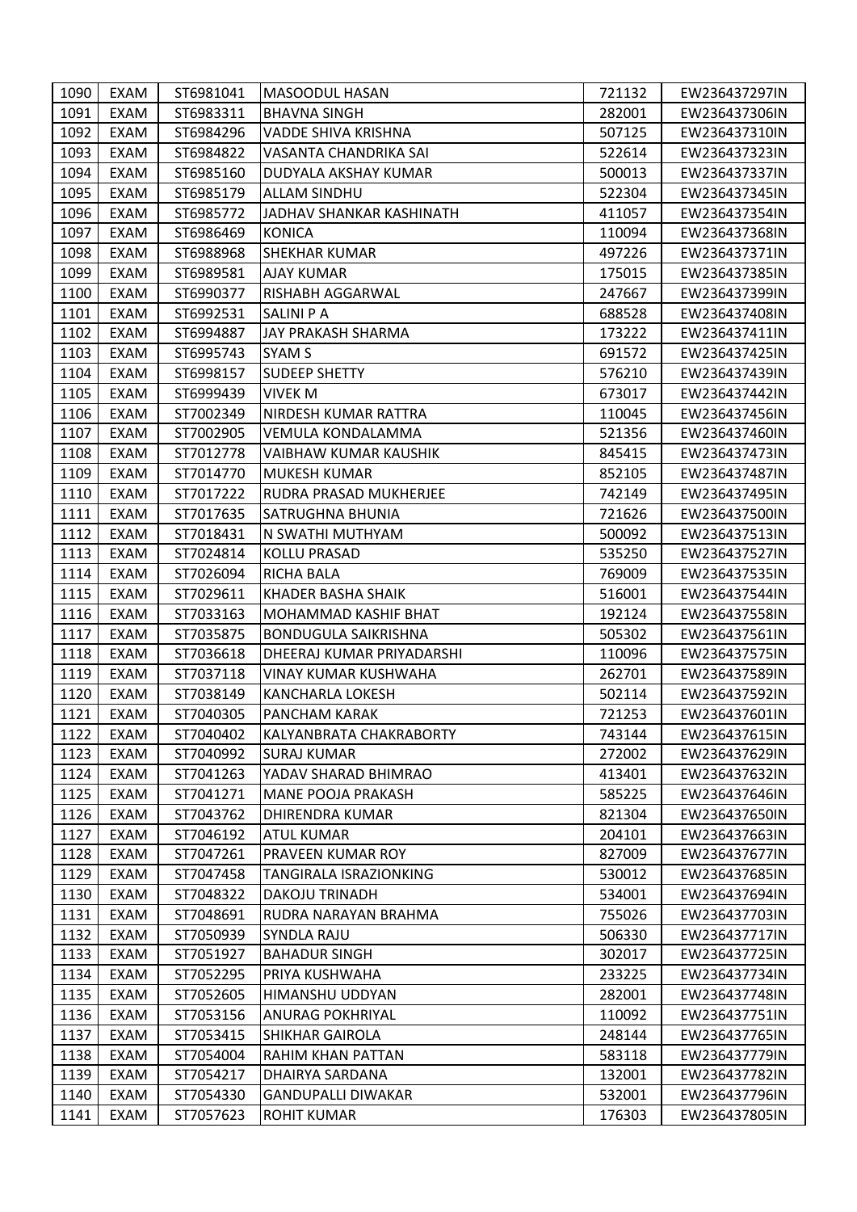| 1090 | EXAM | ST6981041 | MASOODUL HASAN | 721132 | EW236437297IN |
|---|---|---|---|---|---|
| 1091 | EXAM | ST6983311 | BHAVNA SINGH | 282001 | EW236437306IN |
| 1092 | EXAM | ST6984296 | VADDE SHIVA KRISHNA | 507125 | EW236437310IN |
| 1093 | EXAM | ST6984822 | VASANTA CHANDRIKA SAI | 522614 | EW236437323IN |
| 1094 | EXAM | ST6985160 | DUDYALA AKSHAY KUMAR | 500013 | EW236437337IN |
| 1095 | EXAM | ST6985179 | ALLAM SINDHU | 522304 | EW236437345IN |
| 1096 | EXAM | ST6985772 | JADHAV SHANKAR KASHINATH | 411057 | EW236437354IN |
| 1097 | EXAM | ST6986469 | KONICA | 110094 | EW236437368IN |
| 1098 | EXAM | ST6988968 | SHEKHAR KUMAR | 497226 | EW236437371IN |
| 1099 | EXAM | ST6989581 | AJAY KUMAR | 175015 | EW236437385IN |
| 1100 | EXAM | ST6990377 | RISHABH AGGARWAL | 247667 | EW236437399IN |
| 1101 | EXAM | ST6992531 | SALINI P A | 688528 | EW236437408IN |
| 1102 | EXAM | ST6994887 | JAY PRAKASH SHARMA | 173222 | EW236437411IN |
| 1103 | EXAM | ST6995743 | SYAM S | 691572 | EW236437425IN |
| 1104 | EXAM | ST6998157 | SUDEEP SHETTY | 576210 | EW236437439IN |
| 1105 | EXAM | ST6999439 | VIVEK M | 673017 | EW236437442IN |
| 1106 | EXAM | ST7002349 | NIRDESH KUMAR RATTRA | 110045 | EW236437456IN |
| 1107 | EXAM | ST7002905 | VEMULA KONDALAMMA | 521356 | EW236437460IN |
| 1108 | EXAM | ST7012778 | VAIBHAW KUMAR KAUSHIK | 845415 | EW236437473IN |
| 1109 | EXAM | ST7014770 | MUKESH KUMAR | 852105 | EW236437487IN |
| 1110 | EXAM | ST7017222 | RUDRA PRASAD MUKHERJEE | 742149 | EW236437495IN |
| 1111 | EXAM | ST7017635 | SATRUGHNA BHUNIA | 721626 | EW236437500IN |
| 1112 | EXAM | ST7018431 | N SWATHI MUTHYAM | 500092 | EW236437513IN |
| 1113 | EXAM | ST7024814 | KOLLU PRASAD | 535250 | EW236437527IN |
| 1114 | EXAM | ST7026094 | RICHA BALA | 769009 | EW236437535IN |
| 1115 | EXAM | ST7029611 | KHADER BASHA SHAIK | 516001 | EW236437544IN |
| 1116 | EXAM | ST7033163 | MOHAMMAD KASHIF BHAT | 192124 | EW236437558IN |
| 1117 | EXAM | ST7035875 | BONDUGULA SAIKRISHNA | 505302 | EW236437561IN |
| 1118 | EXAM | ST7036618 | DHEERAJ KUMAR PRIYADARSHI | 110096 | EW236437575IN |
| 1119 | EXAM | ST7037118 | VINAY KUMAR KUSHWAHA | 262701 | EW236437589IN |
| 1120 | EXAM | ST7038149 | KANCHARLA LOKESH | 502114 | EW236437592IN |
| 1121 | EXAM | ST7040305 | PANCHAM KARAK | 721253 | EW236437601IN |
| 1122 | EXAM | ST7040402 | KALYANBRATA CHAKRABORTY | 743144 | EW236437615IN |
| 1123 | EXAM | ST7040992 | SURAJ KUMAR | 272002 | EW236437629IN |
| 1124 | EXAM | ST7041263 | YADAV SHARAD BHIMRAO | 413401 | EW236437632IN |
| 1125 | EXAM | ST7041271 | MANE POOJA PRAKASH | 585225 | EW236437646IN |
| 1126 | EXAM | ST7043762 | DHIRENDRA KUMAR | 821304 | EW236437650IN |
| 1127 | EXAM | ST7046192 | ATUL KUMAR | 204101 | EW236437663IN |
| 1128 | EXAM | ST7047261 | PRAVEEN KUMAR ROY | 827009 | EW236437677IN |
| 1129 | EXAM | ST7047458 | TANGIRALA ISRAZIONKING | 530012 | EW236437685IN |
| 1130 | EXAM | ST7048322 | DAKOJU TRINADH | 534001 | EW236437694IN |
| 1131 | EXAM | ST7048691 | RUDRA NARAYAN BRAHMA | 755026 | EW236437703IN |
| 1132 | EXAM | ST7050939 | SYNDLA RAJU | 506330 | EW236437717IN |
| 1133 | EXAM | ST7051927 | BAHADUR SINGH | 302017 | EW236437725IN |
| 1134 | EXAM | ST7052295 | PRIYA KUSHWAHA | 233225 | EW236437734IN |
| 1135 | EXAM | ST7052605 | HIMANSHU UDDYAN | 282001 | EW236437748IN |
| 1136 | EXAM | ST7053156 | ANURAG POKHRIYAL | 110092 | EW236437751IN |
| 1137 | EXAM | ST7053415 | SHIKHAR GAIROLA | 248144 | EW236437765IN |
| 1138 | EXAM | ST7054004 | RAHIM KHAN PATTAN | 583118 | EW236437779IN |
| 1139 | EXAM | ST7054217 | DHAIRYA SARDANA | 132001 | EW236437782IN |
| 1140 | EXAM | ST7054330 | GANDUPALLI DIWAKAR | 532001 | EW236437796IN |
| 1141 | EXAM | ST7057623 | ROHIT KUMAR | 176303 | EW236437805IN |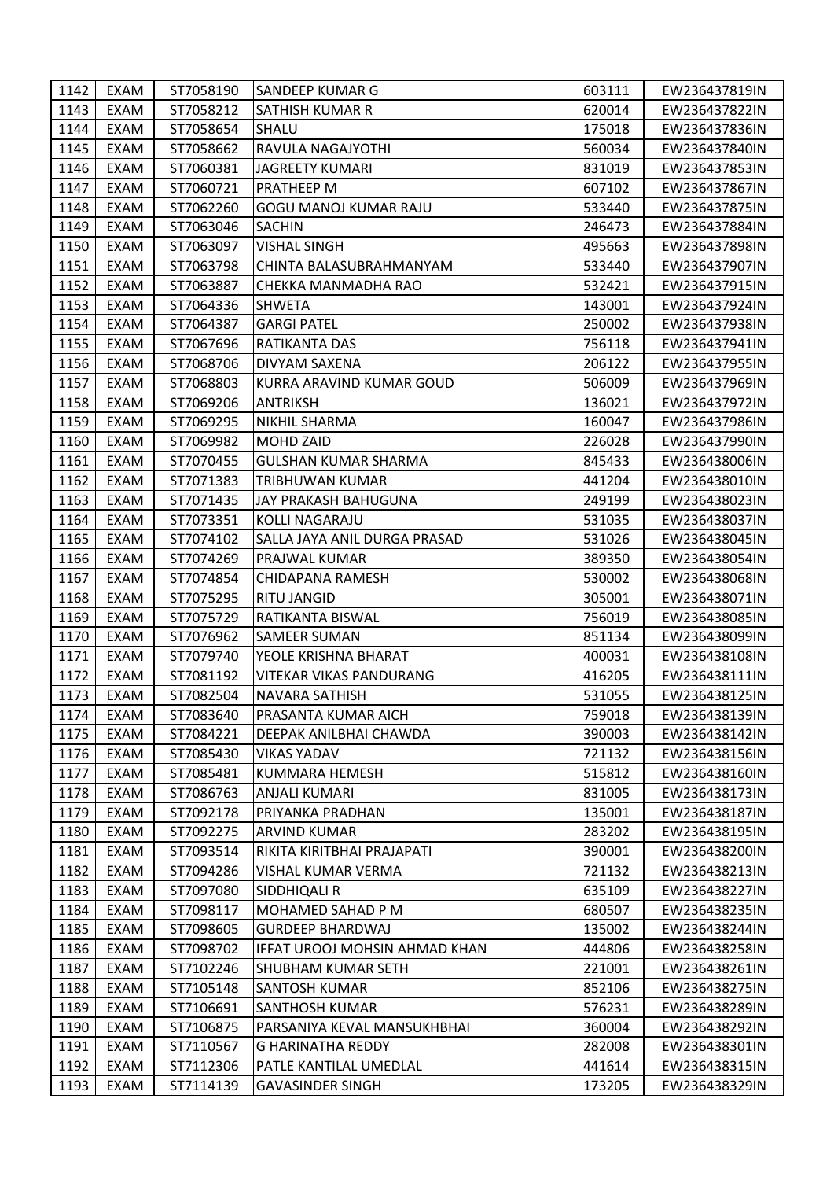| 1142 | EXAM | ST7058190 | SANDEEP KUMAR G | 603111 | EW236437819IN |
|---|---|---|---|---|---|
| 1143 | EXAM | ST7058212 | SATHISH KUMAR R | 620014 | EW236437822IN |
| 1144 | EXAM | ST7058654 | SHALU | 175018 | EW236437836IN |
| 1145 | EXAM | ST7058662 | RAVULA NAGAJYOTHI | 560034 | EW236437840IN |
| 1146 | EXAM | ST7060381 | JAGREETY KUMARI | 831019 | EW236437853IN |
| 1147 | EXAM | ST7060721 | PRATHEEP M | 607102 | EW236437867IN |
| 1148 | EXAM | ST7062260 | GOGU MANOJ KUMAR RAJU | 533440 | EW236437875IN |
| 1149 | EXAM | ST7063046 | SACHIN | 246473 | EW236437884IN |
| 1150 | EXAM | ST7063097 | VISHAL SINGH | 495663 | EW236437898IN |
| 1151 | EXAM | ST7063798 | CHINTA BALASUBRAHMANYAM | 533440 | EW236437907IN |
| 1152 | EXAM | ST7063887 | CHEKKA MANMADHA RAO | 532421 | EW236437915IN |
| 1153 | EXAM | ST7064336 | SHWETA | 143001 | EW236437924IN |
| 1154 | EXAM | ST7064387 | GARGI PATEL | 250002 | EW236437938IN |
| 1155 | EXAM | ST7067696 | RATIKANTA DAS | 756118 | EW236437941IN |
| 1156 | EXAM | ST7068706 | DIVYAM SAXENA | 206122 | EW236437955IN |
| 1157 | EXAM | ST7068803 | KURRA ARAVIND KUMAR GOUD | 506009 | EW236437969IN |
| 1158 | EXAM | ST7069206 | ANTRIKSH | 136021 | EW236437972IN |
| 1159 | EXAM | ST7069295 | NIKHIL SHARMA | 160047 | EW236437986IN |
| 1160 | EXAM | ST7069982 | MOHD ZAID | 226028 | EW236437990IN |
| 1161 | EXAM | ST7070455 | GULSHAN KUMAR SHARMA | 845433 | EW236438006IN |
| 1162 | EXAM | ST7071383 | TRIBHUWAN KUMAR | 441204 | EW236438010IN |
| 1163 | EXAM | ST7071435 | JAY PRAKASH BAHUGUNA | 249199 | EW236438023IN |
| 1164 | EXAM | ST7073351 | KOLLI NAGARAJU | 531035 | EW236438037IN |
| 1165 | EXAM | ST7074102 | SALLA JAYA ANIL DURGA PRASAD | 531026 | EW236438045IN |
| 1166 | EXAM | ST7074269 | PRAJWAL KUMAR | 389350 | EW236438054IN |
| 1167 | EXAM | ST7074854 | CHIDAPANA RAMESH | 530002 | EW236438068IN |
| 1168 | EXAM | ST7075295 | RITU JANGID | 305001 | EW236438071IN |
| 1169 | EXAM | ST7075729 | RATIKANTA BISWAL | 756019 | EW236438085IN |
| 1170 | EXAM | ST7076962 | SAMEER SUMAN | 851134 | EW236438099IN |
| 1171 | EXAM | ST7079740 | YEOLE KRISHNA BHARAT | 400031 | EW236438108IN |
| 1172 | EXAM | ST7081192 | VITEKAR VIKAS PANDURANG | 416205 | EW236438111IN |
| 1173 | EXAM | ST7082504 | NAVARA SATHISH | 531055 | EW236438125IN |
| 1174 | EXAM | ST7083640 | PRASANTA KUMAR AICH | 759018 | EW236438139IN |
| 1175 | EXAM | ST7084221 | DEEPAK ANILBHAI CHAWDA | 390003 | EW236438142IN |
| 1176 | EXAM | ST7085430 | VIKAS YADAV | 721132 | EW236438156IN |
| 1177 | EXAM | ST7085481 | KUMMARA HEMESH | 515812 | EW236438160IN |
| 1178 | EXAM | ST7086763 | ANJALI KUMARI | 831005 | EW236438173IN |
| 1179 | EXAM | ST7092178 | PRIYANKA PRADHAN | 135001 | EW236438187IN |
| 1180 | EXAM | ST7092275 | ARVIND KUMAR | 283202 | EW236438195IN |
| 1181 | EXAM | ST7093514 | RIKITA KIRITBHAI PRAJAPATI | 390001 | EW236438200IN |
| 1182 | EXAM | ST7094286 | VISHAL KUMAR VERMA | 721132 | EW236438213IN |
| 1183 | EXAM | ST7097080 | SIDDHIQALI R | 635109 | EW236438227IN |
| 1184 | EXAM | ST7098117 | MOHAMED SAHAD P M | 680507 | EW236438235IN |
| 1185 | EXAM | ST7098605 | GURDEEP BHARDWAJ | 135002 | EW236438244IN |
| 1186 | EXAM | ST7098702 | IFFAT UROOJ MOHSIN AHMAD KHAN | 444806 | EW236438258IN |
| 1187 | EXAM | ST7102246 | SHUBHAM KUMAR SETH | 221001 | EW236438261IN |
| 1188 | EXAM | ST7105148 | SANTOSH KUMAR | 852106 | EW236438275IN |
| 1189 | EXAM | ST7106691 | SANTHOSH KUMAR | 576231 | EW236438289IN |
| 1190 | EXAM | ST7106875 | PARSANIYA KEVAL MANSUKHBHAI | 360004 | EW236438292IN |
| 1191 | EXAM | ST7110567 | G HARINATHA REDDY | 282008 | EW236438301IN |
| 1192 | EXAM | ST7112306 | PATLE KANTILAL UMEDLAL | 441614 | EW236438315IN |
| 1193 | EXAM | ST7114139 | GAVASINDER SINGH | 173205 | EW236438329IN |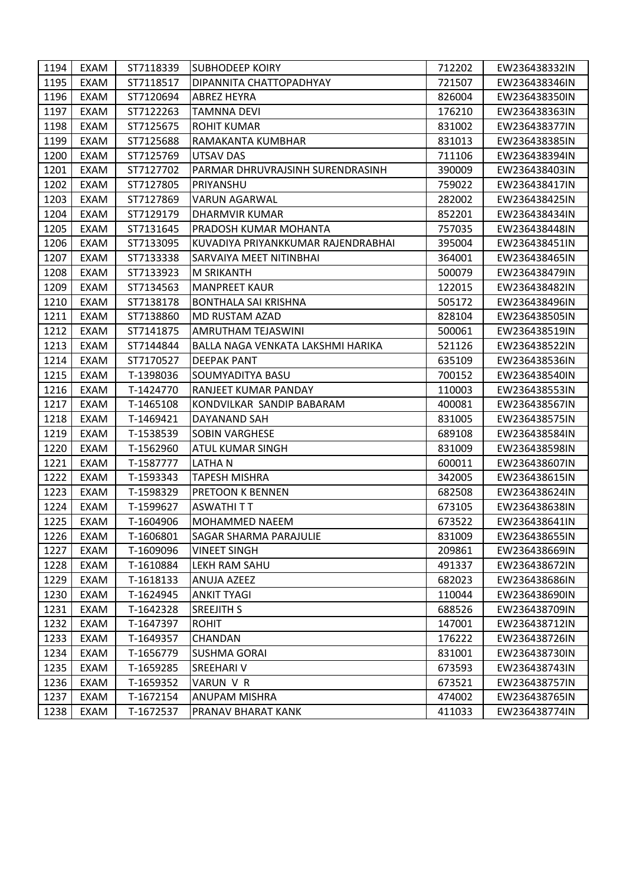| | | | | | |
|---|---|---|---|---|---|
| 1194 | EXAM | ST7118339 | SUBHODEEP KOIRY | 712202 | EW236438332IN |
| 1195 | EXAM | ST7118517 | DIPANNITA CHATTOPADHYAY | 721507 | EW236438346IN |
| 1196 | EXAM | ST7120694 | ABREZ HEYRA | 826004 | EW236438350IN |
| 1197 | EXAM | ST7122263 | TAMNNA DEVI | 176210 | EW236438363IN |
| 1198 | EXAM | ST7125675 | ROHIT KUMAR | 831002 | EW236438377IN |
| 1199 | EXAM | ST7125688 | RAMAKANTA KUMBHAR | 831013 | EW236438385IN |
| 1200 | EXAM | ST7125769 | UTSAV DAS | 711106 | EW236438394IN |
| 1201 | EXAM | ST7127702 | PARMAR DHRUVRAJSINH SURENDRASINH | 390009 | EW236438403IN |
| 1202 | EXAM | ST7127805 | PRIYANSHU | 759022 | EW236438417IN |
| 1203 | EXAM | ST7127869 | VARUN AGARWAL | 282002 | EW236438425IN |
| 1204 | EXAM | ST7129179 | DHARMVIR KUMAR | 852201 | EW236438434IN |
| 1205 | EXAM | ST7131645 | PRADOSH KUMAR MOHANTA | 757035 | EW236438448IN |
| 1206 | EXAM | ST7133095 | KUVADIYA PRIYANKKUMAR RAJENDRABHAI | 395004 | EW236438451IN |
| 1207 | EXAM | ST7133338 | SARVAIYA MEET NITINBHAI | 364001 | EW236438465IN |
| 1208 | EXAM | ST7133923 | M SRIKANTH | 500079 | EW236438479IN |
| 1209 | EXAM | ST7134563 | MANPREET KAUR | 122015 | EW236438482IN |
| 1210 | EXAM | ST7138178 | BONTHALA SAI KRISHNA | 505172 | EW236438496IN |
| 1211 | EXAM | ST7138860 | MD RUSTAM AZAD | 828104 | EW236438505IN |
| 1212 | EXAM | ST7141875 | AMRUTHAM TEJASWINI | 500061 | EW236438519IN |
| 1213 | EXAM | ST7144844 | BALLA NAGA VENKATA LAKSHMI HARIKA | 521126 | EW236438522IN |
| 1214 | EXAM | ST7170527 | DEEPAK PANT | 635109 | EW236438536IN |
| 1215 | EXAM | T-1398036 | SOUMYADITYA BASU | 700152 | EW236438540IN |
| 1216 | EXAM | T-1424770 | RANJEET KUMAR PANDAY | 110003 | EW236438553IN |
| 1217 | EXAM | T-1465108 | KONDVILKAR SANDIP BABARAM | 400081 | EW236438567IN |
| 1218 | EXAM | T-1469421 | DAYANAND SAH | 831005 | EW236438575IN |
| 1219 | EXAM | T-1538539 | SOBIN VARGHESE | 689108 | EW236438584IN |
| 1220 | EXAM | T-1562960 | ATUL KUMAR SINGH | 831009 | EW236438598IN |
| 1221 | EXAM | T-1587777 | LATHA N | 600011 | EW236438607IN |
| 1222 | EXAM | T-1593343 | TAPESH MISHRA | 342005 | EW236438615IN |
| 1223 | EXAM | T-1598329 | PRETOON K BENNEN | 682508 | EW236438624IN |
| 1224 | EXAM | T-1599627 | ASWATHI T T | 673105 | EW236438638IN |
| 1225 | EXAM | T-1604906 | MOHAMMED NAEEM | 673522 | EW236438641IN |
| 1226 | EXAM | T-1606801 | SAGAR SHARMA PARAJULIE | 831009 | EW236438655IN |
| 1227 | EXAM | T-1609096 | VINEET SINGH | 209861 | EW236438669IN |
| 1228 | EXAM | T-1610884 | LEKH RAM SAHU | 491337 | EW236438672IN |
| 1229 | EXAM | T-1618133 | ANUJA AZEEZ | 682023 | EW236438686IN |
| 1230 | EXAM | T-1624945 | ANKIT TYAGI | 110044 | EW236438690IN |
| 1231 | EXAM | T-1642328 | SREEJITH S | 688526 | EW236438709IN |
| 1232 | EXAM | T-1647397 | ROHIT | 147001 | EW236438712IN |
| 1233 | EXAM | T-1649357 | CHANDAN | 176222 | EW236438726IN |
| 1234 | EXAM | T-1656779 | SUSHMA GORAI | 831001 | EW236438730IN |
| 1235 | EXAM | T-1659285 | SREEHARI V | 673593 | EW236438743IN |
| 1236 | EXAM | T-1659352 | VARUN V R | 673521 | EW236438757IN |
| 1237 | EXAM | T-1672154 | ANUPAM MISHRA | 474002 | EW236438765IN |
| 1238 | EXAM | T-1672537 | PRANAV BHARAT KANK | 411033 | EW236438774IN |